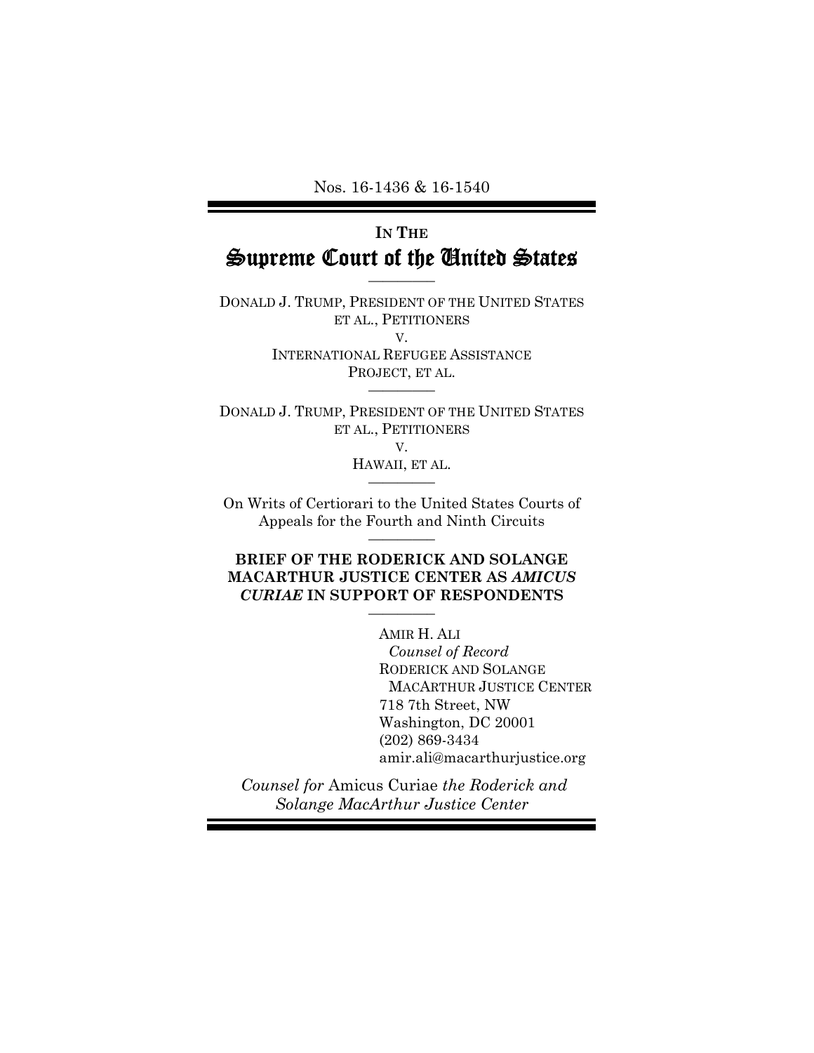Nos. 16-1436 & 16-1540

---

IN THE

# Supreme Court of the United States

---

DONALD J. TRUMP, PRESIDENT OF THE UNITED STATES ET AL., PETITIONERS

V.

INTERNATIONAL REFUGEE ASSISTANCE PROJECT, ET AL.

---

DONALD J. TRUMP, PRESIDENT OF THE UNITED STATES ET AL., PETITIONERS

V.

HAWAII, ET AL.

---

On Writs of Certiorari to the United States Courts of Appeals for the Fourth and Ninth Circuits

---

**BRIEF OF THE RODERICK AND SOLANGE MACARTHUR JUSTICE CENTER AS *AMICUS CURIAE* IN SUPPORT OF RESPONDENTS**

---

AMIR H. ALI
*Counsel of Record*
RODERICK AND SOLANGE MACARTHUR JUSTICE CENTER
718 7th Street, NW
Washington, DC 20001
(202) 869-3434
amir.ali@macarthurjustice.org

*Counsel for* Amicus Curiae *the Roderick and Solange MacArthur Justice Center*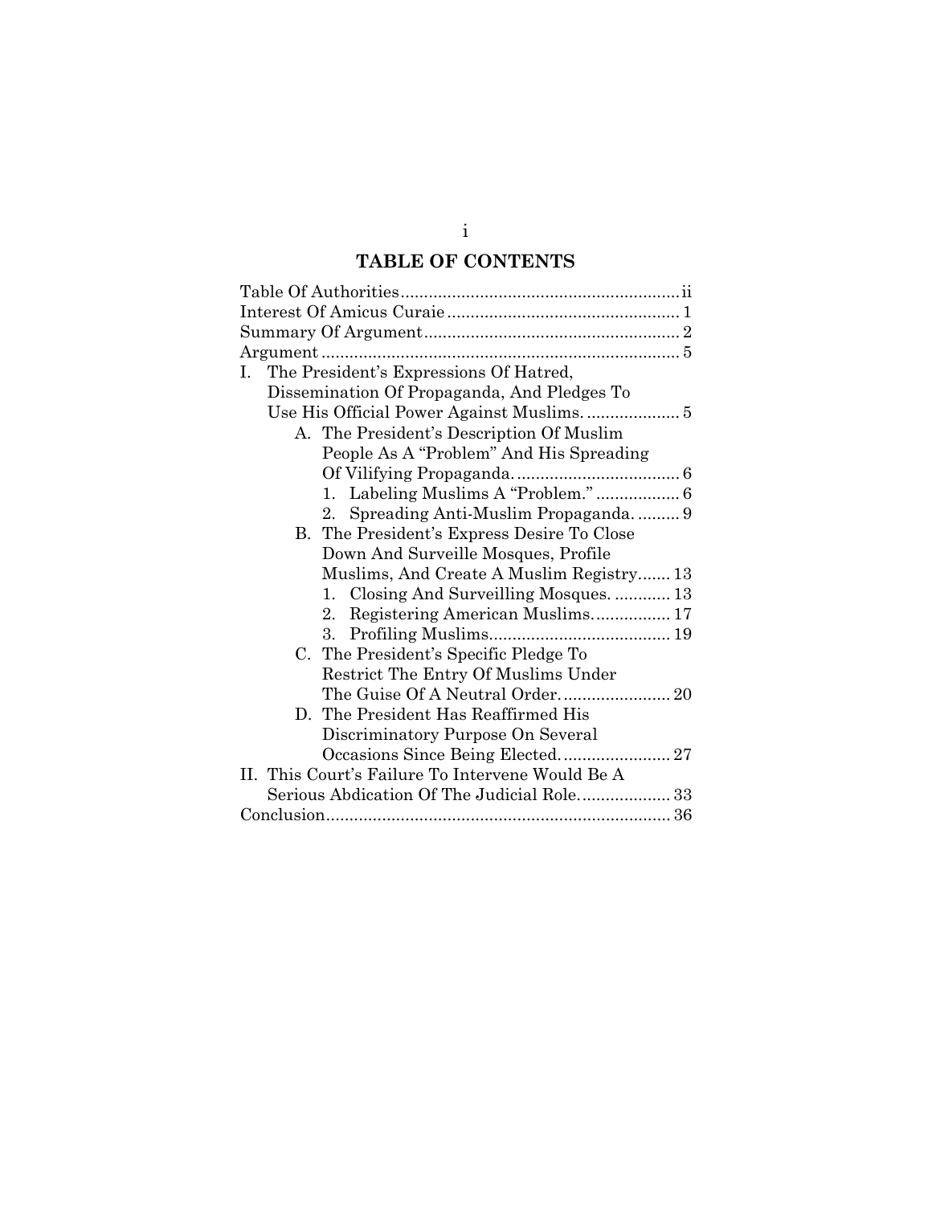# TABLE OF CONTENTS

Table Of Authorities .......... ii

Interest Of Amicus Curaie .......... 1

Summary Of Argument .......... 2

Argument .......... 5

- I. The President's Expressions Of Hatred, Dissemination Of Propaganda, And Pledges To Use His Official Power Against Muslims. .......... 5
  - A. The President's Description Of Muslim People As A "Problem" And His Spreading Of Vilifying Propaganda. .......... 6
    - 1. Labeling Muslims A "Problem." .......... 6
    - 2. Spreading Anti-Muslim Propaganda. .......... 9
  - B. The President's Express Desire To Close Down And Surveille Mosques, Profile Muslims, And Create A Muslim Registry .......... 13
    - 1. Closing And Surveilling Mosques. .......... 13
    - 2. Registering American Muslims. .......... 17
    - 3. Profiling Muslims .......... 19
  - C. The President's Specific Pledge To Restrict The Entry Of Muslims Under The Guise Of A Neutral Order. .......... 20
  - D. The President Has Reaffirmed His Discriminatory Purpose On Several Occasions Since Being Elected. .......... 27
- II. This Court's Failure To Intervene Would Be A Serious Abdication Of The Judicial Role. .......... 33

Conclusion .......... 36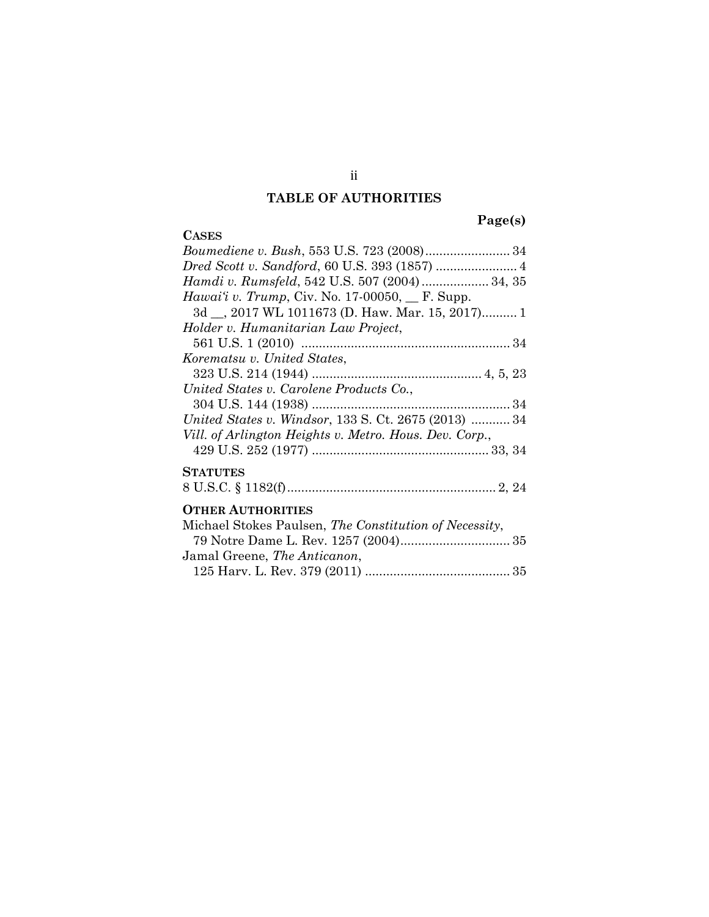# TABLE OF AUTHORITIES

**Page(s)**

**CASES**

*Boumediene v. Bush*, 553 U.S. 723 (2008) ........................ 34

*Dred Scott v. Sandford*, 60 U.S. 393 (1857) ....................... 4

*Hamdi v. Rumsfeld*, 542 U.S. 507 (2004) ................... 34, 35

*Hawai'i v. Trump*, Civ. No. 17-00050, __ F. Supp. 3d __, 2017 WL 1011673 (D. Haw. Mar. 15, 2017).......... 1

*Holder v. Humanitarian Law Project*, 561 U.S. 1 (2010) ........................................................... 34

*Korematsu v. United States*, 323 U.S. 214 (1944) ................................................ 4, 5, 23

*United States v. Carolene Products Co.*, 304 U.S. 144 (1938) ........................................................ 34

*United States v. Windsor*, 133 S. Ct. 2675 (2013) ........... 34

*Vill. of Arlington Heights v. Metro. Hous. Dev. Corp.*, 429 U.S. 252 (1977) .................................................. 33, 34

**STATUTES**

8 U.S.C. § 1182(f)........................................................... 2, 24

**OTHER AUTHORITIES**

Michael Stokes Paulsen, *The Constitution of Necessity*, 79 Notre Dame L. Rev. 1257 (2004)............................... 35

Jamal Greene, *The Anticanon*, 125 Harv. L. Rev. 379 (2011) ......................................... 35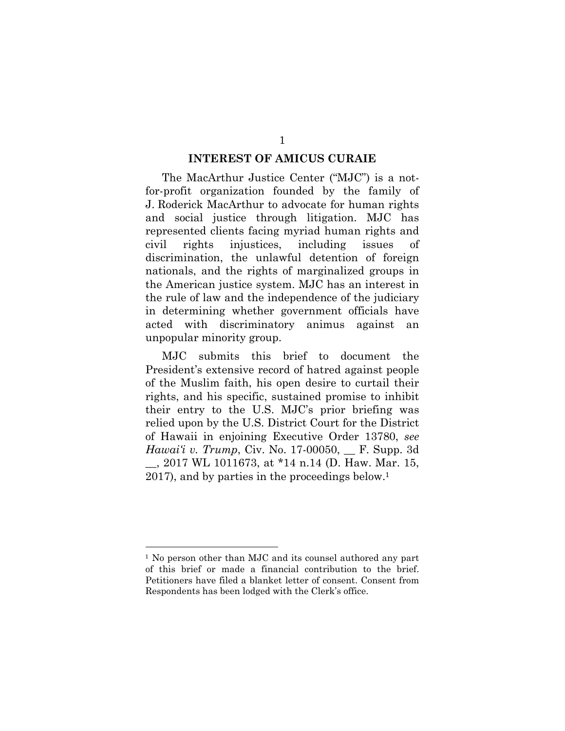## INTEREST OF AMICUS CURAIE

The MacArthur Justice Center ("MJC") is a not-for-profit organization founded by the family of J. Roderick MacArthur to advocate for human rights and social justice through litigation. MJC has represented clients facing myriad human rights and civil rights injustices, including issues of discrimination, the unlawful detention of foreign nationals, and the rights of marginalized groups in the American justice system. MJC has an interest in the rule of law and the independence of the judiciary in determining whether government officials have acted with discriminatory animus against an unpopular minority group.

MJC submits this brief to document the President's extensive record of hatred against people of the Muslim faith, his open desire to curtail their rights, and his specific, sustained promise to inhibit their entry to the U.S. MJC's prior briefing was relied upon by the U.S. District Court for the District of Hawaii in enjoining Executive Order 13780, *see Hawai'i v. Trump*, Civ. No. 17-00050, __ F. Supp. 3d __, 2017 WL 1011673, at *14 n.14 (D. Haw. Mar. 15, 2017), and by parties in the proceedings below.[1]

---

[1] No person other than MJC and its counsel authored any part of this brief or made a financial contribution to the brief. Petitioners have filed a blanket letter of consent. Consent from Respondents has been lodged with the Clerk's office.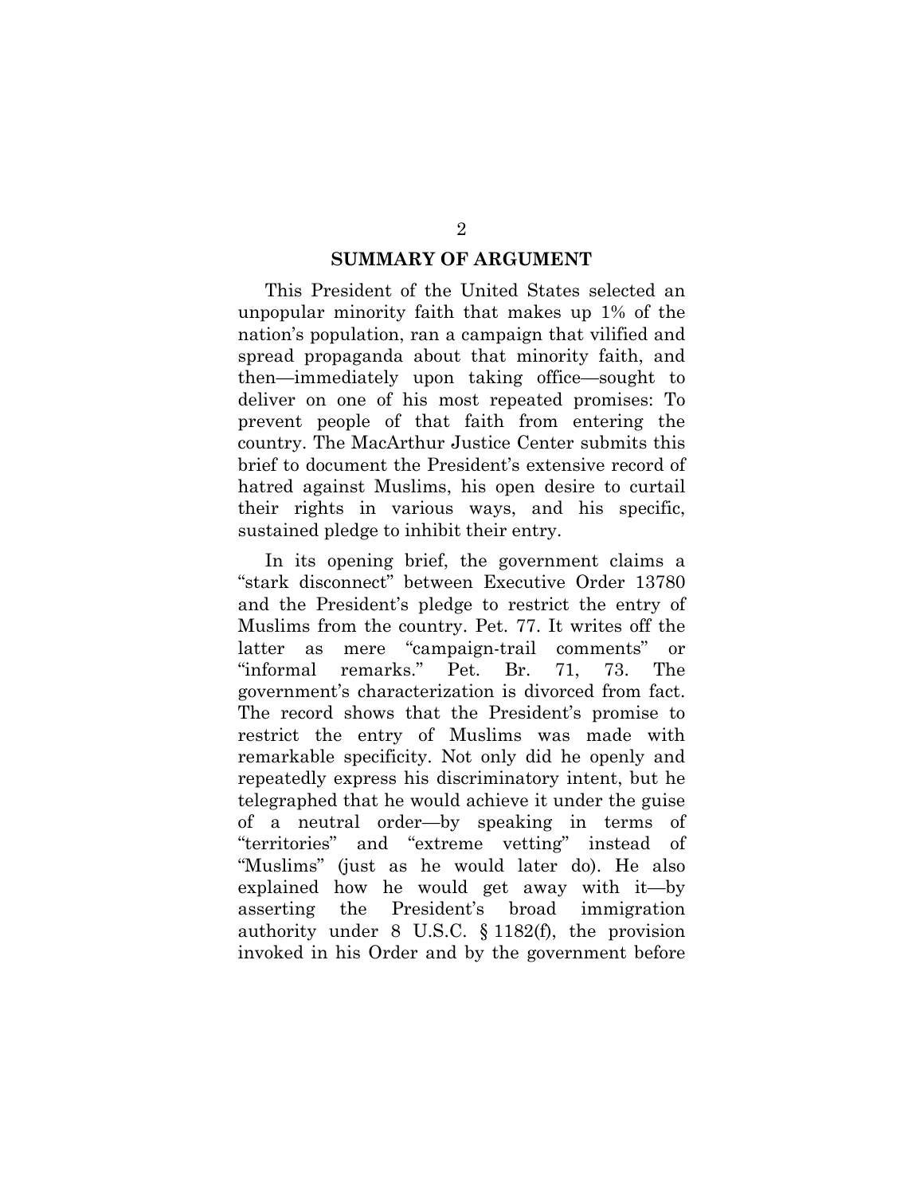## SUMMARY OF ARGUMENT

This President of the United States selected an unpopular minority faith that makes up 1% of the nation's population, ran a campaign that vilified and spread propaganda about that minority faith, and then—immediately upon taking office—sought to deliver on one of his most repeated promises: To prevent people of that faith from entering the country. The MacArthur Justice Center submits this brief to document the President's extensive record of hatred against Muslims, his open desire to curtail their rights in various ways, and his specific, sustained pledge to inhibit their entry.

In its opening brief, the government claims a "stark disconnect" between Executive Order 13780 and the President's pledge to restrict the entry of Muslims from the country. Pet. 77. It writes off the latter as mere "campaign-trail comments" or "informal remarks." Pet. Br. 71, 73. The government's characterization is divorced from fact. The record shows that the President's promise to restrict the entry of Muslims was made with remarkable specificity. Not only did he openly and repeatedly express his discriminatory intent, but he telegraphed that he would achieve it under the guise of a neutral order—by speaking in terms of "territories" and "extreme vetting" instead of "Muslims" (just as he would later do). He also explained how he would get away with it—by asserting the President's broad immigration authority under 8 U.S.C. § 1182(f), the provision invoked in his Order and by the government before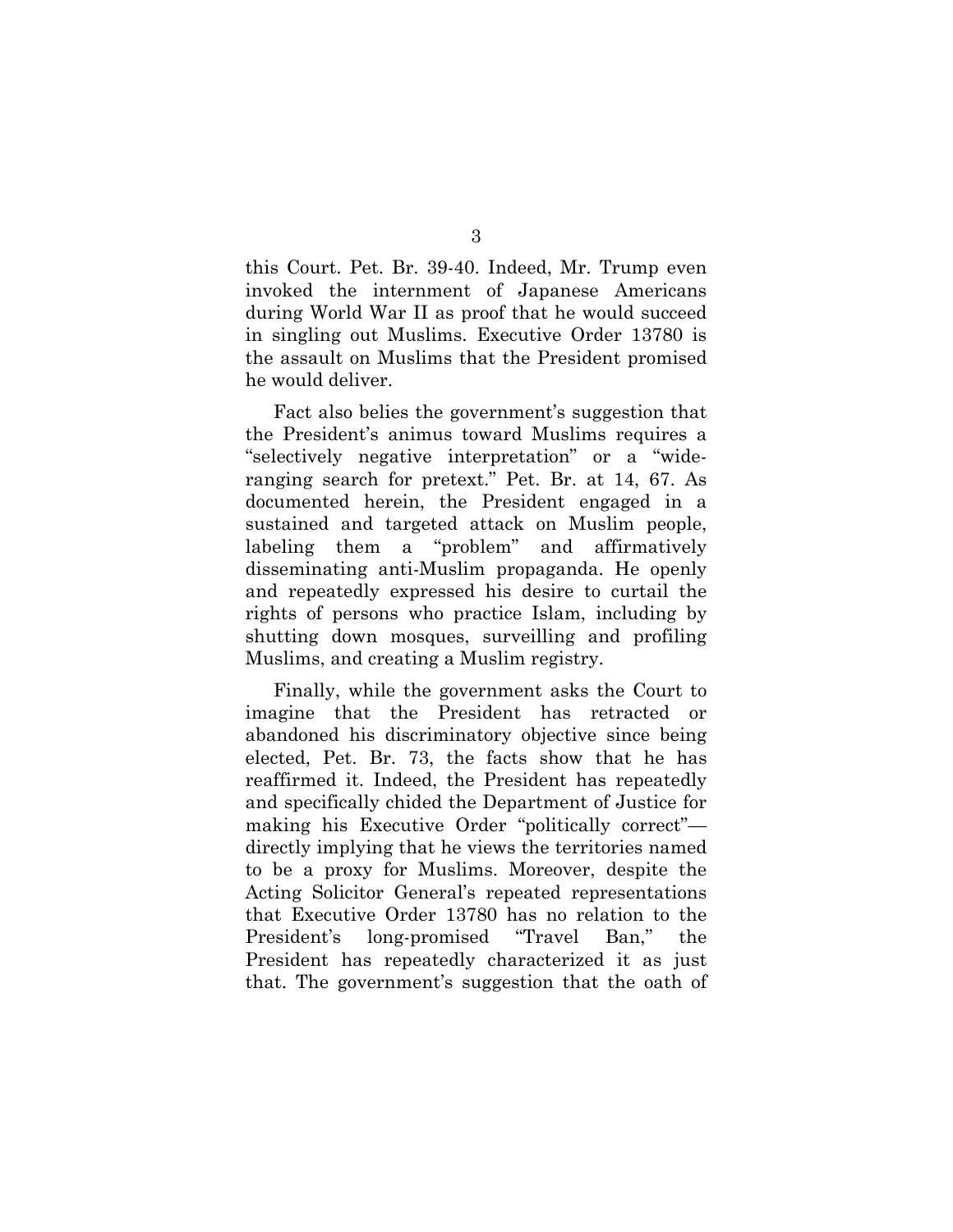this Court. Pet. Br. 39-40. Indeed, Mr. Trump even invoked the internment of Japanese Americans during World War II as proof that he would succeed in singling out Muslims. Executive Order 13780 is the assault on Muslims that the President promised he would deliver.

Fact also belies the government's suggestion that the President's animus toward Muslims requires a "selectively negative interpretation" or a "wide-ranging search for pretext." Pet. Br. at 14, 67. As documented herein, the President engaged in a sustained and targeted attack on Muslim people, labeling them a "problem" and affirmatively disseminating anti-Muslim propaganda. He openly and repeatedly expressed his desire to curtail the rights of persons who practice Islam, including by shutting down mosques, surveilling and profiling Muslims, and creating a Muslim registry.

Finally, while the government asks the Court to imagine that the President has retracted or abandoned his discriminatory objective since being elected, Pet. Br. 73, the facts show that he has reaffirmed it. Indeed, the President has repeatedly and specifically chided the Department of Justice for making his Executive Order "politically correct"—directly implying that he views the territories named to be a proxy for Muslims. Moreover, despite the Acting Solicitor General's repeated representations that Executive Order 13780 has no relation to the President's long-promised "Travel Ban," the President has repeatedly characterized it as just that. The government's suggestion that the oath of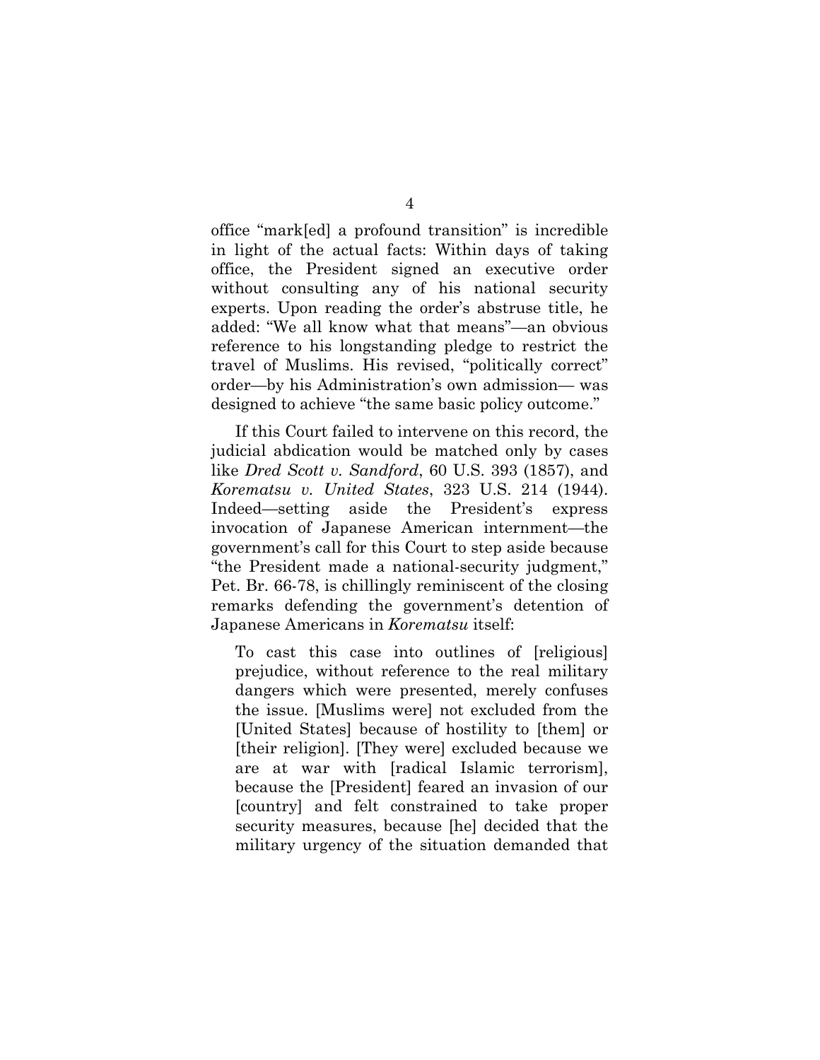office "mark[ed] a profound transition" is incredible in light of the actual facts: Within days of taking office, the President signed an executive order without consulting any of his national security experts. Upon reading the order's abstruse title, he added: "We all know what that means"—an obvious reference to his longstanding pledge to restrict the travel of Muslims. His revised, "politically correct" order—by his Administration's own admission— was designed to achieve "the same basic policy outcome."

If this Court failed to intervene on this record, the judicial abdication would be matched only by cases like *Dred Scott v. Sandford*, 60 U.S. 393 (1857), and *Korematsu v. United States*, 323 U.S. 214 (1944). Indeed—setting aside the President's express invocation of Japanese American internment—the government's call for this Court to step aside because "the President made a national-security judgment," Pet. Br. 66-78, is chillingly reminiscent of the closing remarks defending the government's detention of Japanese Americans in *Korematsu* itself:

> To cast this case into outlines of [religious] prejudice, without reference to the real military dangers which were presented, merely confuses the issue. [Muslims were] not excluded from the [United States] because of hostility to [them] or [their religion]. [They were] excluded because we are at war with [radical Islamic terrorism], because the [President] feared an invasion of our [country] and felt constrained to take proper security measures, because [he] decided that the military urgency of the situation demanded that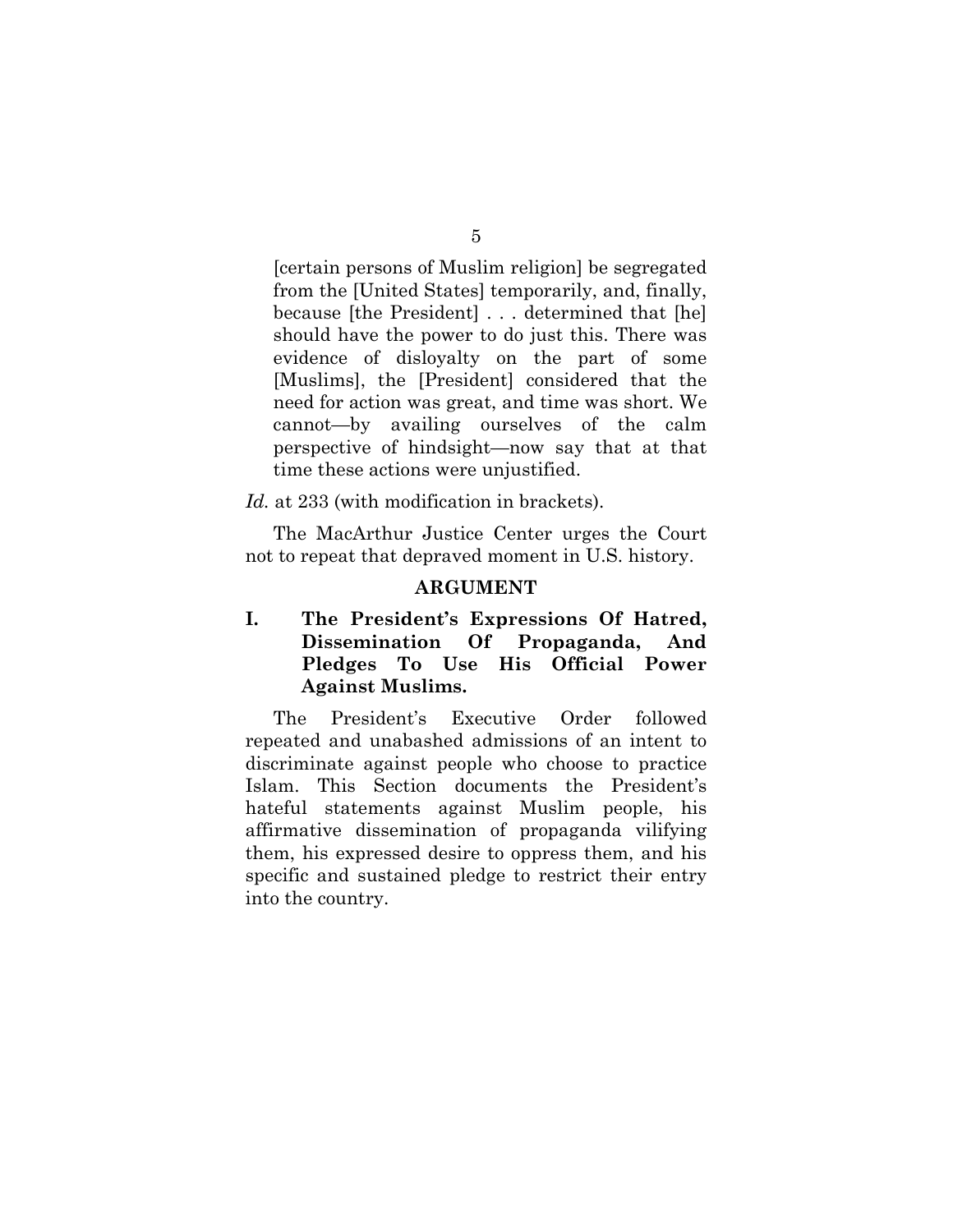> [certain persons of Muslim religion] be segregated from the [United States] temporarily, and, finally, because [the President] . . . determined that [he] should have the power to do just this. There was evidence of disloyalty on the part of some [Muslims], the [President] considered that the need for action was great, and time was short. We cannot—by availing ourselves of the calm perspective of hindsight—now say that at that time these actions were unjustified.

*Id.* at 233 (with modification in brackets).

The MacArthur Justice Center urges the Court not to repeat that depraved moment in U.S. history.

## ARGUMENT

### I. The President's Expressions Of Hatred, Dissemination Of Propaganda, And Pledges To Use His Official Power Against Muslims.

The President's Executive Order followed repeated and unabashed admissions of an intent to discriminate against people who choose to practice Islam. This Section documents the President's hateful statements against Muslim people, his affirmative dissemination of propaganda vilifying them, his expressed desire to oppress them, and his specific and sustained pledge to restrict their entry into the country.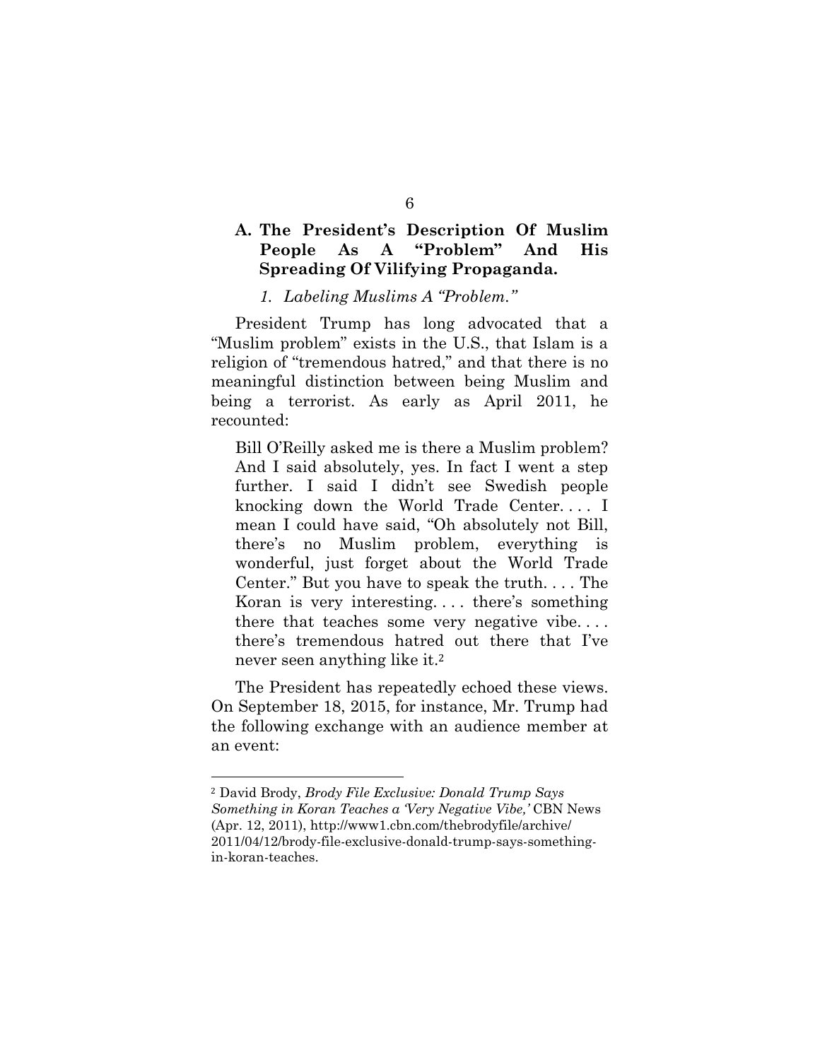### A. The President's Description Of Muslim People As A "Problem" And His Spreading Of Vilifying Propaganda.

#### *1. Labeling Muslims A "Problem."*

President Trump has long advocated that a "Muslim problem" exists in the U.S., that Islam is a religion of "tremendous hatred," and that there is no meaningful distinction between being Muslim and being a terrorist. As early as April 2011, he recounted:

> Bill O'Reilly asked me is there a Muslim problem? And I said absolutely, yes. In fact I went a step further. I said I didn't see Swedish people knocking down the World Trade Center. . . . I mean I could have said, "Oh absolutely not Bill, there's no Muslim problem, everything is wonderful, just forget about the World Trade Center." But you have to speak the truth. . . . The Koran is very interesting. . . . there's something there that teaches some very negative vibe. . . . there's tremendous hatred out there that I've never seen anything like it.[2]

The President has repeatedly echoed these views. On September 18, 2015, for instance, Mr. Trump had the following exchange with an audience member at an event:

---

[2] David Brody, *Brody File Exclusive: Donald Trump Says Something in Koran Teaches a 'Very Negative Vibe,'* CBN News (Apr. 12, 2011), http://www1.cbn.com/thebrodyfile/archive/2011/04/12/brody-file-exclusive-donald-trump-says-something-in-koran-teaches.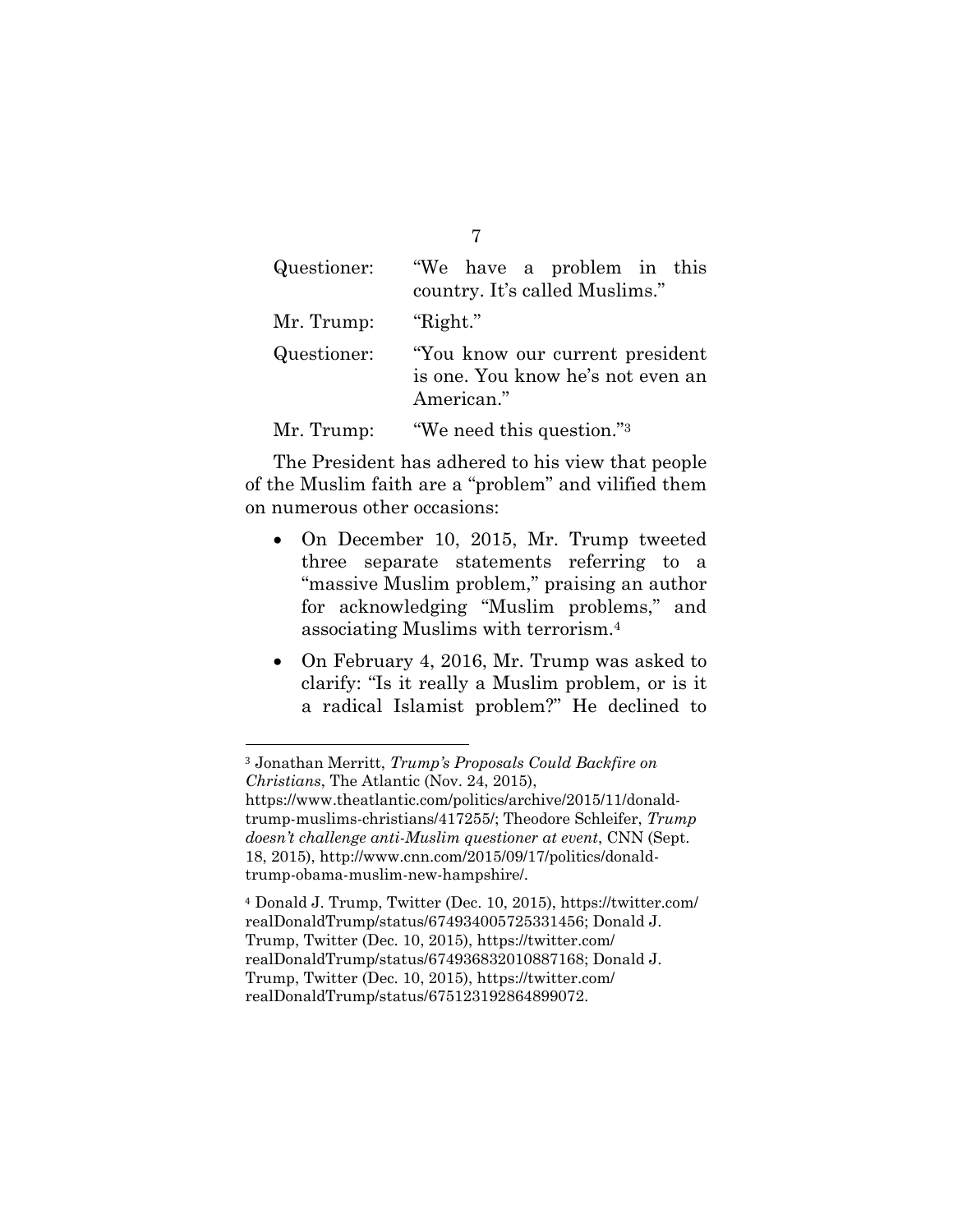| | |
|---|---|
| Questioner: | "We have a problem in this country. It's called Muslims." |
| Mr. Trump: | "Right." |
| Questioner: | "You know our current president is one. You know he's not even an American." |
| Mr. Trump: | "We need this question."[3] |

The President has adhered to his view that people of the Muslim faith are a "problem" and vilified them on numerous other occasions:

- On December 10, 2015, Mr. Trump tweeted three separate statements referring to a "massive Muslim problem," praising an author for acknowledging "Muslim problems," and associating Muslims with terrorism.[4]
- On February 4, 2016, Mr. Trump was asked to clarify: "Is it really a Muslim problem, or is it a radical Islamist problem?" He declined to

---

[3] Jonathan Merritt, *Trump's Proposals Could Backfire on Christians*, The Atlantic (Nov. 24, 2015), https://www.theatlantic.com/politics/archive/2015/11/donald-trump-muslims-christians/417255/; Theodore Schleifer, *Trump doesn't challenge anti-Muslim questioner at event*, CNN (Sept. 18, 2015), http://www.cnn.com/2015/09/17/politics/donald-trump-obama-muslim-new-hampshire/.

[4] Donald J. Trump, Twitter (Dec. 10, 2015), https://twitter.com/realDonaldTrump/status/674934005725331456; Donald J. Trump, Twitter (Dec. 10, 2015), https://twitter.com/realDonaldTrump/status/674936832010887168; Donald J. Trump, Twitter (Dec. 10, 2015), https://twitter.com/realDonaldTrump/status/675123192864899072.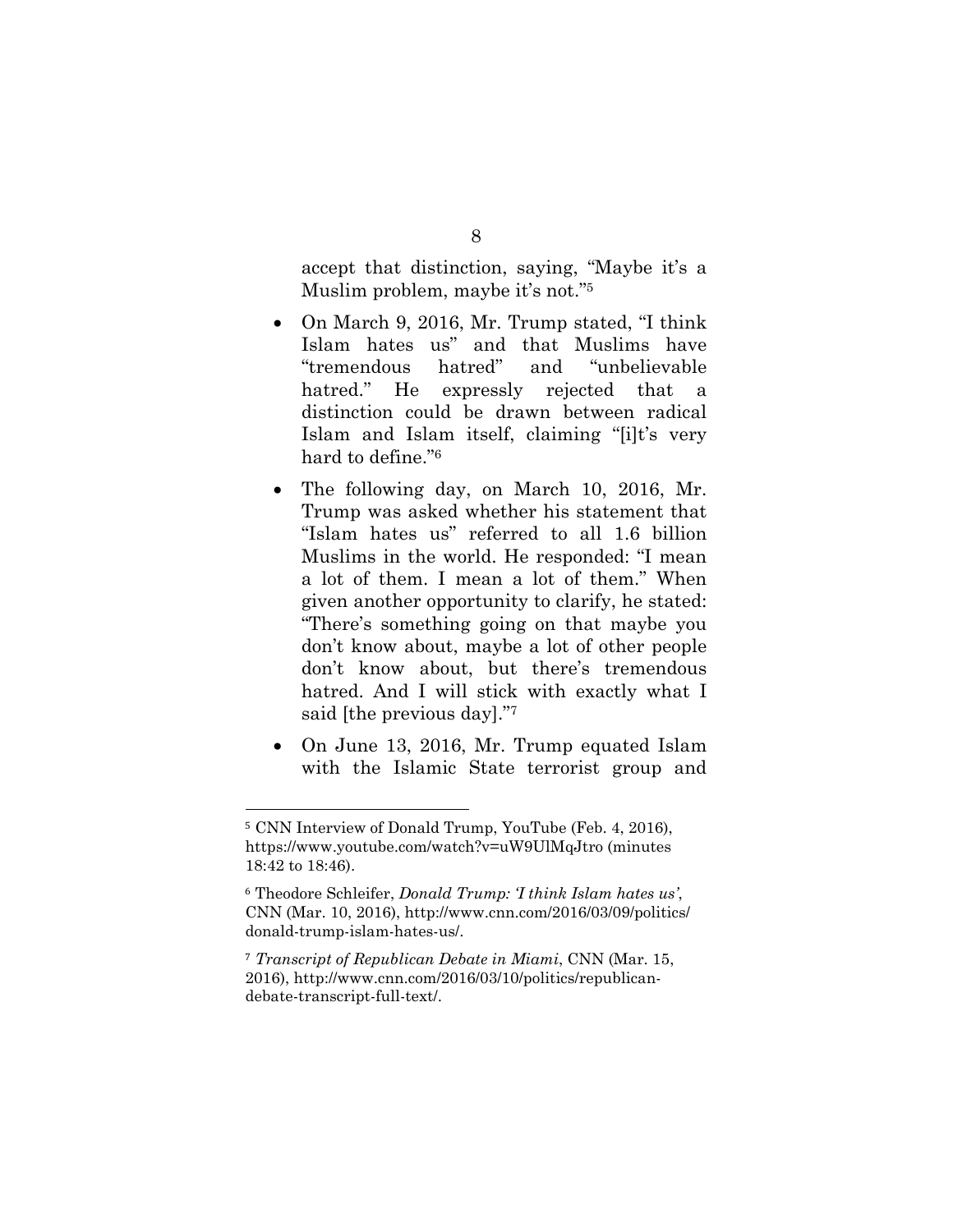accept that distinction, saying, "Maybe it's a Muslim problem, maybe it's not."[5]

- On March 9, 2016, Mr. Trump stated, "I think Islam hates us" and that Muslims have "tremendous hatred" and "unbelievable hatred." He expressly rejected that a distinction could be drawn between radical Islam and Islam itself, claiming "[i]t's very hard to define."[6]
- The following day, on March 10, 2016, Mr. Trump was asked whether his statement that "Islam hates us" referred to all 1.6 billion Muslims in the world. He responded: "I mean a lot of them. I mean a lot of them." When given another opportunity to clarify, he stated: "There's something going on that maybe you don't know about, maybe a lot of other people don't know about, but there's tremendous hatred. And I will stick with exactly what I said [the previous day]."[7]
- On June 13, 2016, Mr. Trump equated Islam with the Islamic State terrorist group and

---

[5] CNN Interview of Donald Trump, YouTube (Feb. 4, 2016), https://www.youtube.com/watch?v=uW9UlMqJtro (minutes 18:42 to 18:46).

[6] Theodore Schleifer, *Donald Trump: 'I think Islam hates us'*, CNN (Mar. 10, 2016), http://www.cnn.com/2016/03/09/politics/donald-trump-islam-hates-us/.

[7] *Transcript of Republican Debate in Miami*, CNN (Mar. 15, 2016), http://www.cnn.com/2016/03/10/politics/republican-debate-transcript-full-text/.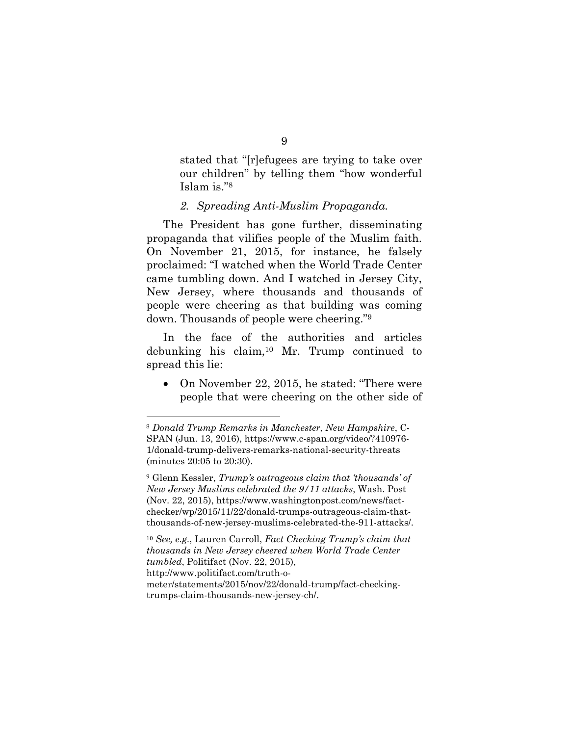stated that "[r]efugees are trying to take over our children" by telling them "how wonderful Islam is."[8]

*2. Spreading Anti-Muslim Propaganda.*

The President has gone further, disseminating propaganda that vilifies people of the Muslim faith. On November 21, 2015, for instance, he falsely proclaimed: "I watched when the World Trade Center came tumbling down. And I watched in Jersey City, New Jersey, where thousands and thousands of people were cheering as that building was coming down. Thousands of people were cheering."[9]

In the face of the authorities and articles debunking his claim,[10] Mr. Trump continued to spread this lie:

- On November 22, 2015, he stated: "There were people that were cheering on the other side of

---

[8] *Donald Trump Remarks in Manchester, New Hampshire*, C-SPAN (Jun. 13, 2016), https://www.c-span.org/video/?410976-1/donald-trump-delivers-remarks-national-security-threats (minutes 20:05 to 20:30).

[9] Glenn Kessler, *Trump's outrageous claim that 'thousands' of New Jersey Muslims celebrated the 9/11 attacks*, Wash. Post (Nov. 22, 2015), https://www.washingtonpost.com/news/fact-checker/wp/2015/11/22/donald-trumps-outrageous-claim-that-thousands-of-new-jersey-muslims-celebrated-the-911-attacks/.

[10] *See, e.g.*, Lauren Carroll, *Fact Checking Trump's claim that thousands in New Jersey cheered when World Trade Center tumbled*, Politifact (Nov. 22, 2015), http://www.politifact.com/truth-o-meter/statements/2015/nov/22/donald-trump/fact-checking-trumps-claim-thousands-new-jersey-ch/.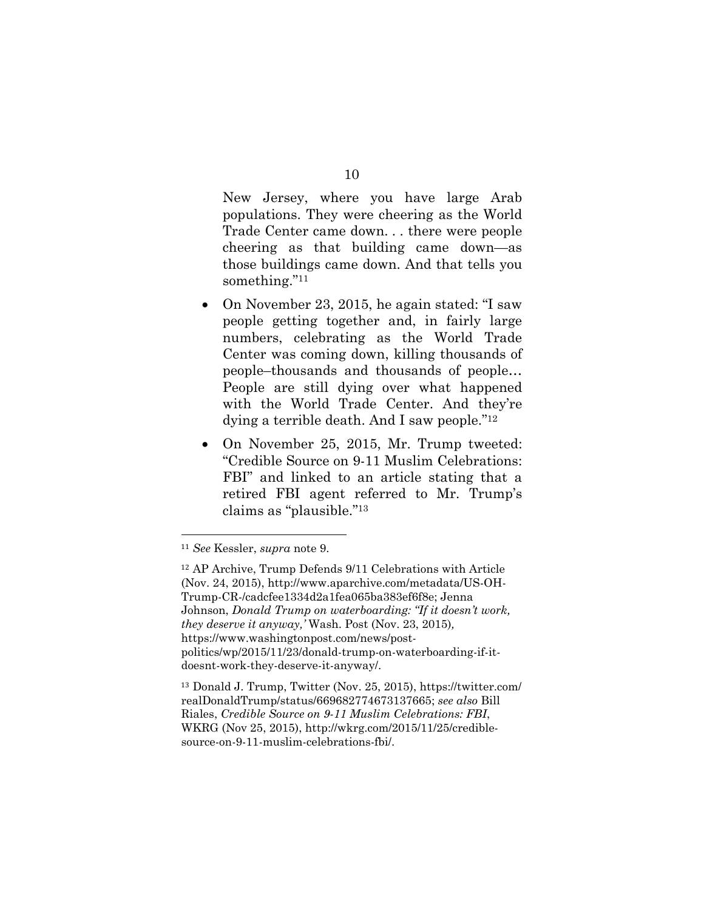New Jersey, where you have large Arab populations. They were cheering as the World Trade Center came down. . . there were people cheering as that building came down—as those buildings came down. And that tells you something."[11]

- On November 23, 2015, he again stated: "I saw people getting together and, in fairly large numbers, celebrating as the World Trade Center was coming down, killing thousands of people–thousands and thousands of people… People are still dying over what happened with the World Trade Center. And they're dying a terrible death. And I saw people."[12]
- On November 25, 2015, Mr. Trump tweeted: "Credible Source on 9-11 Muslim Celebrations: FBI" and linked to an article stating that a retired FBI agent referred to Mr. Trump's claims as "plausible."[13]

---

[11] *See* Kessler, *supra* note 9.

[12] AP Archive, Trump Defends 9/11 Celebrations with Article (Nov. 24, 2015), http://www.aparchive.com/metadata/US-OH-Trump-CR-/cadcfee1334d2a1fea065ba383ef6f8e; Jenna Johnson, *Donald Trump on waterboarding: "If it doesn't work, they deserve it anyway,'* Wash. Post (Nov. 23, 2015), https://www.washingtonpost.com/news/post-politics/wp/2015/11/23/donald-trump-on-waterboarding-if-it-doesnt-work-they-deserve-it-anyway/.

[13] Donald J. Trump, Twitter (Nov. 25, 2015), https://twitter.com/realDonaldTrump/status/669682774673137665; *see also* Bill Riales, *Credible Source on 9-11 Muslim Celebrations: FBI*, WKRG (Nov 25, 2015), http://wkrg.com/2015/11/25/credible-source-on-9-11-muslim-celebrations-fbi/.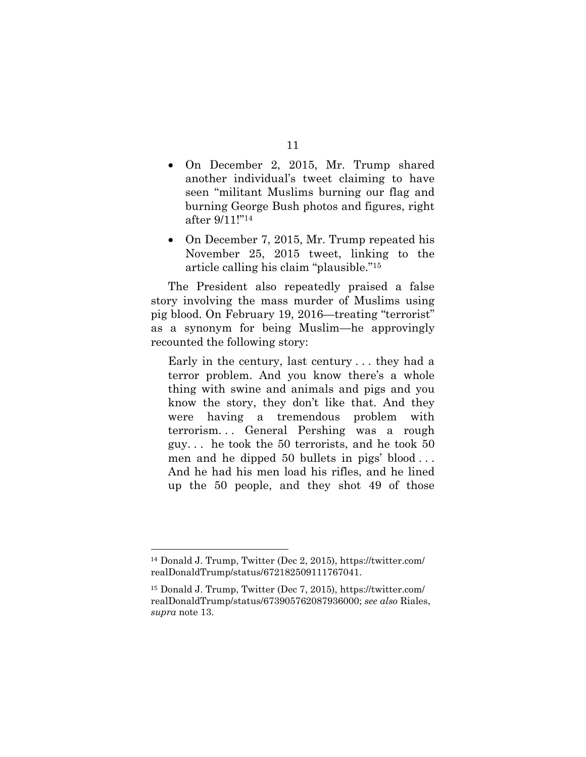- On December 2, 2015, Mr. Trump shared another individual's tweet claiming to have seen "militant Muslims burning our flag and burning George Bush photos and figures, right after 9/11!"[14]

- On December 7, 2015, Mr. Trump repeated his November 25, 2015 tweet, linking to the article calling his claim "plausible."[15]

The President also repeatedly praised a false story involving the mass murder of Muslims using pig blood. On February 19, 2016—treating "terrorist" as a synonym for being Muslim—he approvingly recounted the following story:

> Early in the century, last century . . . they had a terror problem. And you know there's a whole thing with swine and animals and pigs and you know the story, they don't like that. And they were having a tremendous problem with terrorism. . . General Pershing was a rough guy. . . he took the 50 terrorists, and he took 50 men and he dipped 50 bullets in pigs' blood . . . And he had his men load his rifles, and he lined up the 50 people, and they shot 49 of those

---

[14] Donald J. Trump, Twitter (Dec 2, 2015), https://twitter.com/realDonaldTrump/status/672182509111767041.

[15] Donald J. Trump, Twitter (Dec 7, 2015), https://twitter.com/realDonaldTrump/status/673905762087936000; *see also* Riales, *supra* note 13.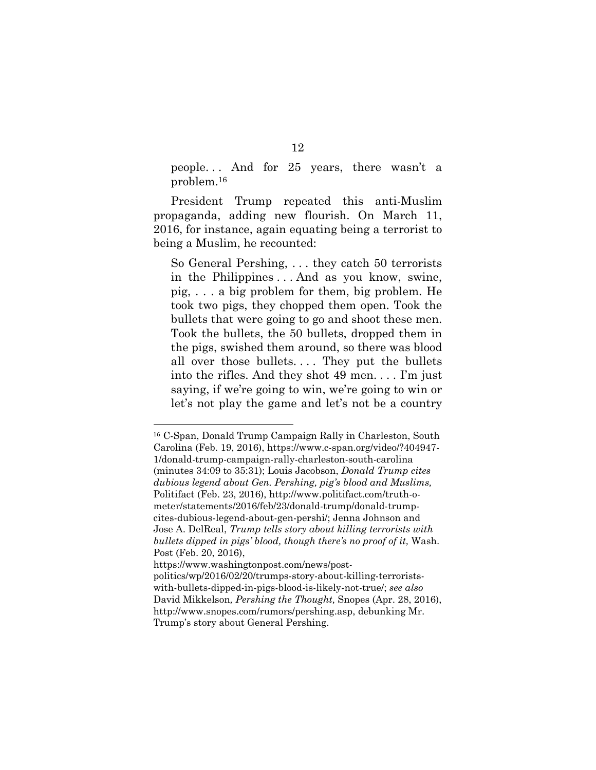people. . . And for 25 years, there wasn't a problem.[16]

President Trump repeated this anti-Muslim propaganda, adding new flourish. On March 11, 2016, for instance, again equating being a terrorist to being a Muslim, he recounted:

> So General Pershing, . . . they catch 50 terrorists in the Philippines . . . And as you know, swine, pig, . . . a big problem for them, big problem. He took two pigs, they chopped them open. Took the bullets that were going to go and shoot these men. Took the bullets, the 50 bullets, dropped them in the pigs, swished them around, so there was blood all over those bullets. . . . They put the bullets into the rifles. And they shot 49 men. . . . I'm just saying, if we're going to win, we're going to win or let's not play the game and let's not be a country

---

[16] C-Span, Donald Trump Campaign Rally in Charleston, South Carolina (Feb. 19, 2016), https://www.c-span.org/video/?404947-1/donald-trump-campaign-rally-charleston-south-carolina (minutes 34:09 to 35:31); Louis Jacobson, *Donald Trump cites dubious legend about Gen. Pershing, pig's blood and Muslims,* Politifact (Feb. 23, 2016), http://www.politifact.com/truth-o-meter/statements/2016/feb/23/donald-trump/donald-trump-cites-dubious-legend-about-gen-pershi/; Jenna Johnson and Jose A. DelReal, *Trump tells story about killing terrorists with bullets dipped in pigs' blood, though there's no proof of it,* Wash. Post (Feb. 20, 2016), https://www.washingtonpost.com/news/post-politics/wp/2016/02/20/trumps-story-about-killing-terrorists-with-bullets-dipped-in-pigs-blood-is-likely-not-true/; *see also* David Mikkelson*, Pershing the Thought,* Snopes (Apr. 28, 2016), http://www.snopes.com/rumors/pershing.asp, debunking Mr. Trump's story about General Pershing.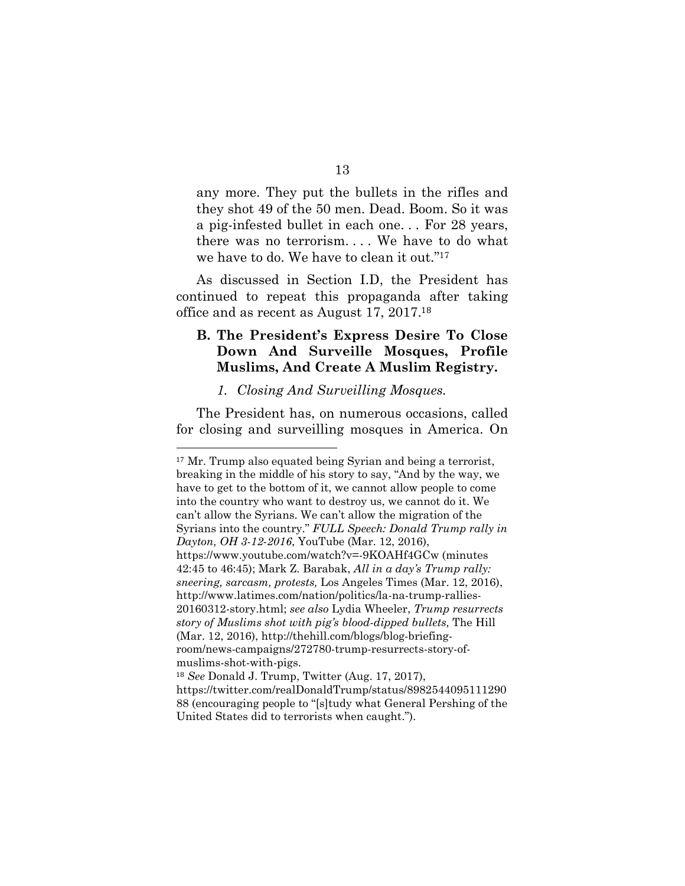any more. They put the bullets in the rifles and they shot 49 of the 50 men. Dead. Boom. So it was a pig-infested bullet in each one. . . For 28 years, there was no terrorism. . . . We have to do what we have to do. We have to clean it out."[17]

As discussed in Section I.D, the President has continued to repeat this propaganda after taking office and as recent as August 17, 2017.[18]

### B. The President's Express Desire To Close Down And Surveille Mosques, Profile Muslims, And Create A Muslim Registry.

#### *1. Closing And Surveilling Mosques.*

The President has, on numerous occasions, called for closing and surveilling mosques in America. On

---

[17] Mr. Trump also equated being Syrian and being a terrorist, breaking in the middle of his story to say, "And by the way, we have to get to the bottom of it, we cannot allow people to come into the country who want to destroy us, we cannot do it. We can't allow the Syrians. We can't allow the migration of the Syrians into the country." *FULL Speech: Donald Trump rally in Dayton, OH 3-12-2016*, YouTube (Mar. 12, 2016), https://www.youtube.com/watch?v=-9KOAHf4GCw (minutes 42:45 to 46:45); Mark Z. Barabak, *All in a day's Trump rally: sneering, sarcasm, protests,* Los Angeles Times (Mar. 12, 2016), http://www.latimes.com/nation/politics/la-na-trump-rallies-20160312-story.html; *see also* Lydia Wheeler, *Trump resurrects story of Muslims shot with pig's blood-dipped bullets,* The Hill (Mar. 12, 2016), http://thehill.com/blogs/blog-briefing-room/news-campaigns/272780-trump-resurrects-story-of-muslims-shot-with-pigs.

[18] *See* Donald J. Trump, Twitter (Aug. 17, 2017), https://twitter.com/realDonaldTrump/status/898254409511129088 (encouraging people to "[s]tudy what General Pershing of the United States did to terrorists when caught.").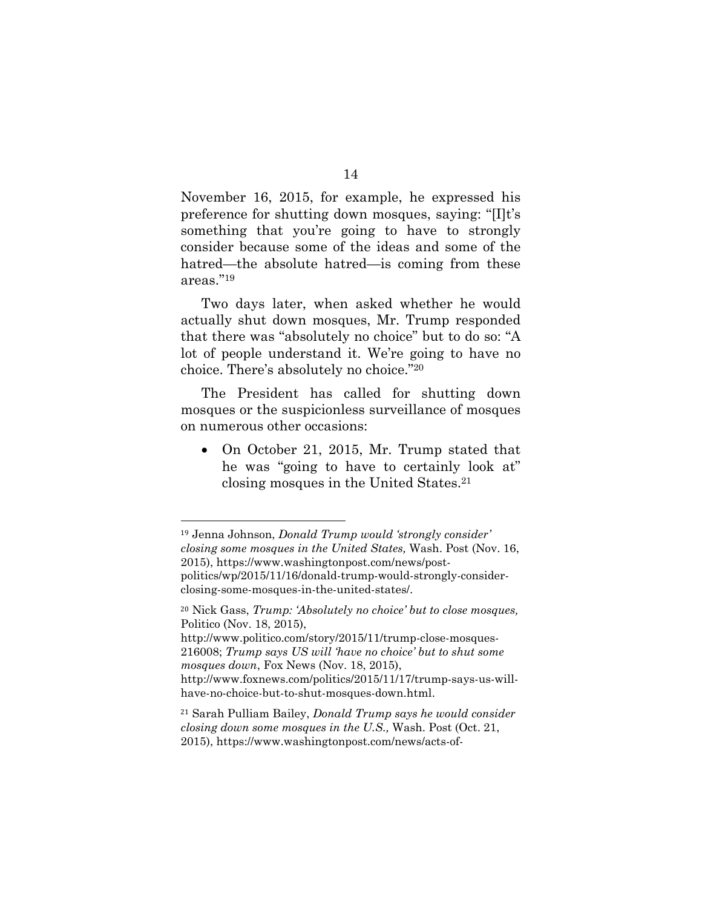November 16, 2015, for example, he expressed his preference for shutting down mosques, saying: "[I]t's something that you're going to have to strongly consider because some of the ideas and some of the hatred—the absolute hatred—is coming from these areas."[19]

Two days later, when asked whether he would actually shut down mosques, Mr. Trump responded that there was "absolutely no choice" but to do so: "A lot of people understand it. We're going to have no choice. There's absolutely no choice."[20]

The President has called for shutting down mosques or the suspicionless surveillance of mosques on numerous other occasions:

- On October 21, 2015, Mr. Trump stated that he was "going to have to certainly look at" closing mosques in the United States.[21]

---

[19] Jenna Johnson, *Donald Trump would 'strongly consider' closing some mosques in the United States,* Wash. Post (Nov. 16, 2015), https://www.washingtonpost.com/news/post-politics/wp/2015/11/16/donald-trump-would-strongly-consider-closing-some-mosques-in-the-united-states/.

[20] Nick Gass, *Trump: 'Absolutely no choice' but to close mosques,* Politico (Nov. 18, 2015), http://www.politico.com/story/2015/11/trump-close-mosques-216008; *Trump says US will 'have no choice' but to shut some mosques down*, Fox News (Nov. 18, 2015), http://www.foxnews.com/politics/2015/11/17/trump-says-us-will-have-no-choice-but-to-shut-mosques-down.html.

[21] Sarah Pulliam Bailey, *Donald Trump says he would consider closing down some mosques in the U.S.,* Wash. Post (Oct. 21, 2015), https://www.washingtonpost.com/news/acts-of-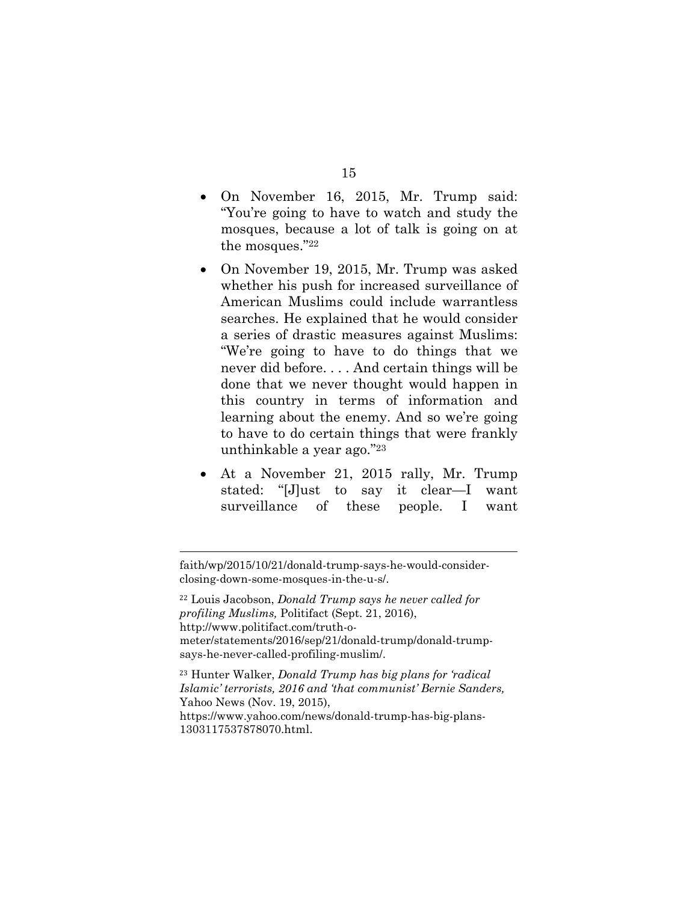- On November 16, 2015, Mr. Trump said: "You're going to have to watch and study the mosques, because a lot of talk is going on at the mosques."[22]

- On November 19, 2015, Mr. Trump was asked whether his push for increased surveillance of American Muslims could include warrantless searches. He explained that he would consider a series of drastic measures against Muslims: "We're going to have to do things that we never did before. . . . And certain things will be done that we never thought would happen in this country in terms of information and learning about the enemy. And so we're going to have to do certain things that were frankly unthinkable a year ago."[23]

- At a November 21, 2015 rally, Mr. Trump stated: "[J]ust to say it clear—I want surveillance of these people. I want

---

faith/wp/2015/10/21/donald-trump-says-he-would-consider-closing-down-some-mosques-in-the-u-s/.

[22] Louis Jacobson, *Donald Trump says he never called for profiling Muslims,* Politifact (Sept. 21, 2016), http://www.politifact.com/truth-o-meter/statements/2016/sep/21/donald-trump/donald-trump-says-he-never-called-profiling-muslim/.

[23] Hunter Walker, *Donald Trump has big plans for 'radical Islamic' terrorists, 2016 and 'that communist' Bernie Sanders,* Yahoo News (Nov. 19, 2015), https://www.yahoo.com/news/donald-trump-has-big-plans-1303117537878070.html.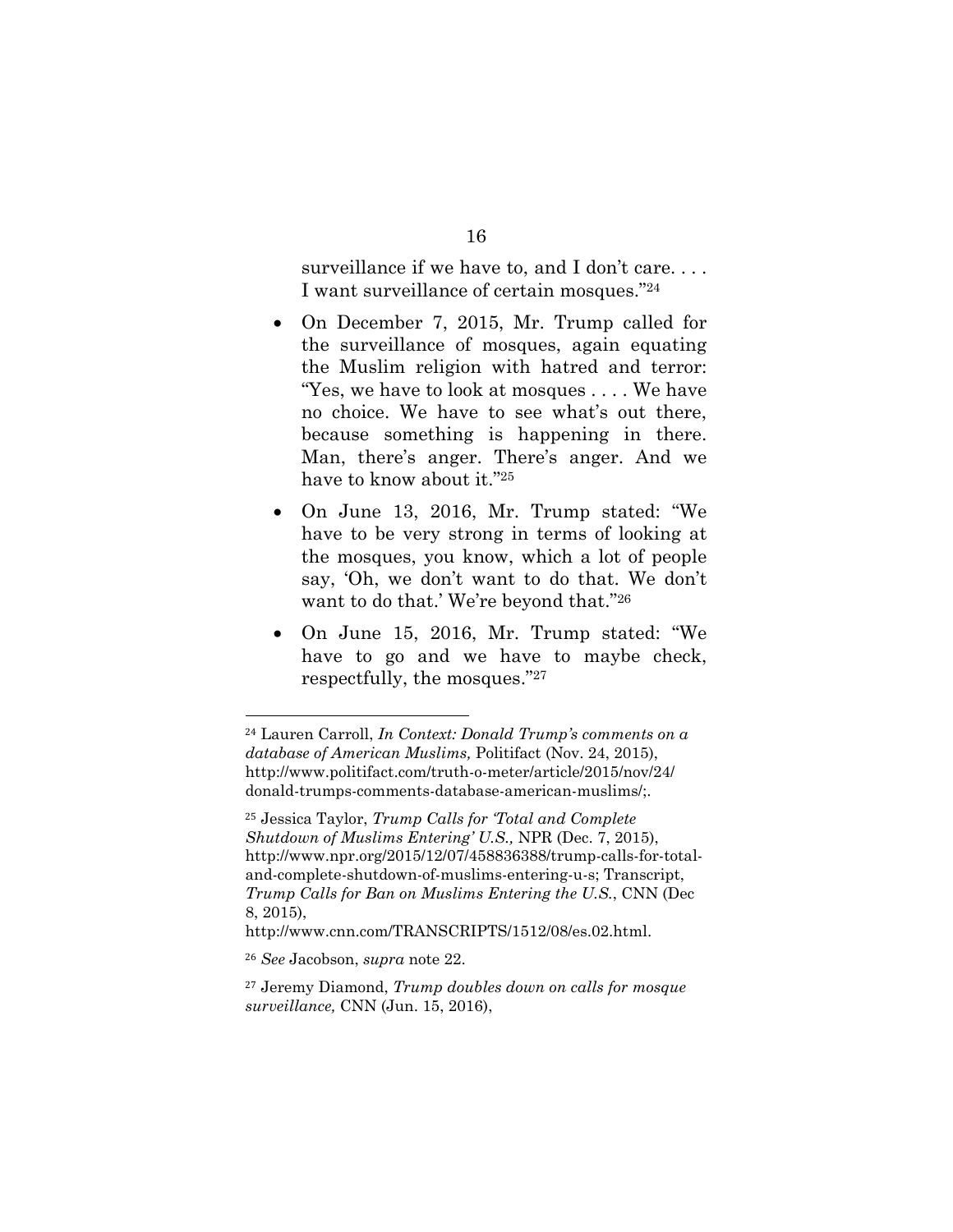surveillance if we have to, and I don't care. . . . I want surveillance of certain mosques."[24]

- On December 7, 2015, Mr. Trump called for the surveillance of mosques, again equating the Muslim religion with hatred and terror: "Yes, we have to look at mosques . . . . We have no choice. We have to see what's out there, because something is happening in there. Man, there's anger. There's anger. And we have to know about it."[25]
- On June 13, 2016, Mr. Trump stated: "We have to be very strong in terms of looking at the mosques, you know, which a lot of people say, 'Oh, we don't want to do that. We don't want to do that.' We're beyond that."[26]
- On June 15, 2016, Mr. Trump stated: "We have to go and we have to maybe check, respectfully, the mosques."[27]

---

[24] Lauren Carroll, *In Context: Donald Trump's comments on a database of American Muslims,* Politifact (Nov. 24, 2015), http://www.politifact.com/truth-o-meter/article/2015/nov/24/donald-trumps-comments-database-american-muslims/;.

[25] Jessica Taylor, *Trump Calls for 'Total and Complete Shutdown of Muslims Entering' U.S.,* NPR (Dec. 7, 2015), http://www.npr.org/2015/12/07/458836388/trump-calls-for-total-and-complete-shutdown-of-muslims-entering-u-s; Transcript, *Trump Calls for Ban on Muslims Entering the U.S.*, CNN (Dec 8, 2015), http://www.cnn.com/TRANSCRIPTS/1512/08/es.02.html.

[26] *See* Jacobson, *supra* note 22.

[27] Jeremy Diamond, *Trump doubles down on calls for mosque surveillance,* CNN (Jun. 15, 2016),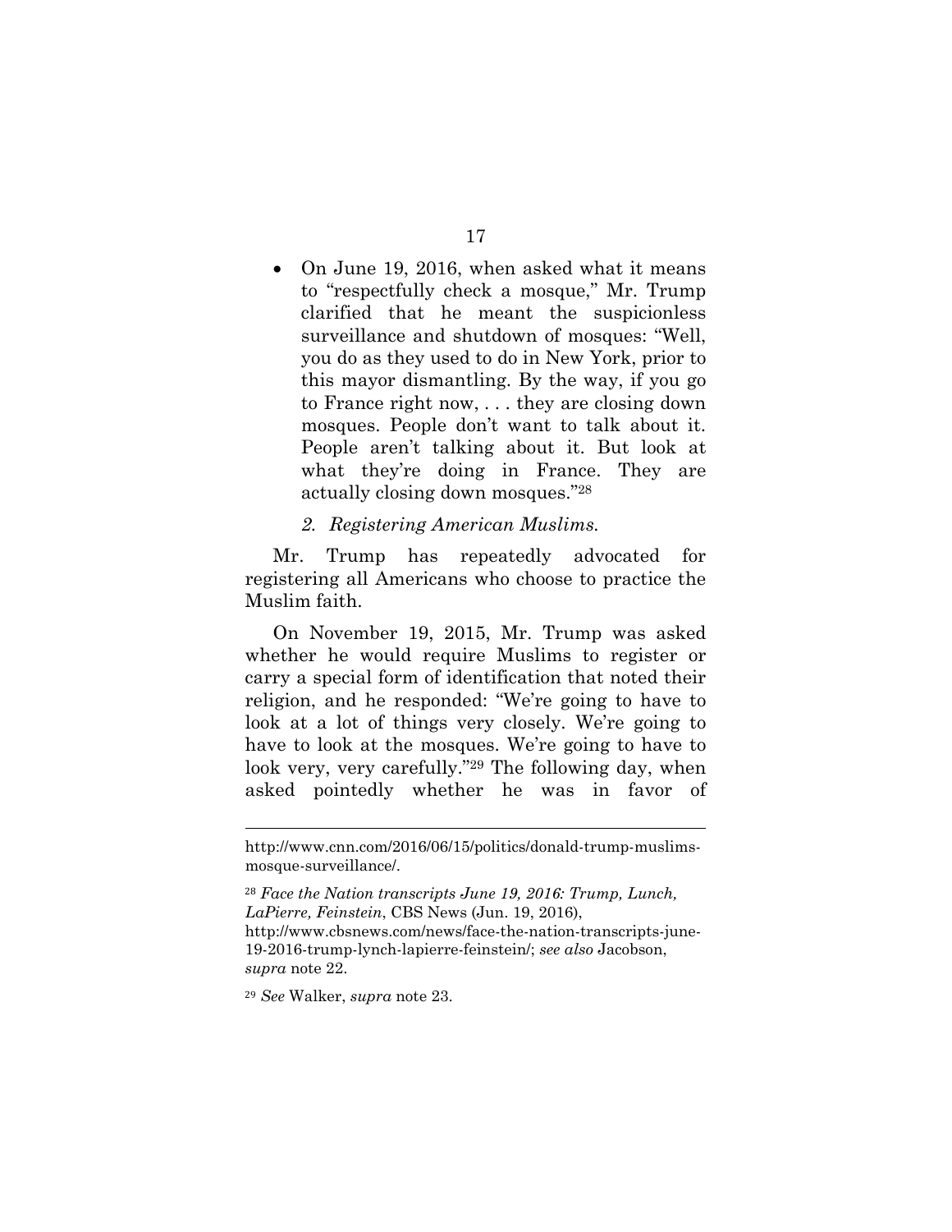- On June 19, 2016, when asked what it means to "respectfully check a mosque," Mr. Trump clarified that he meant the suspicionless surveillance and shutdown of mosques: "Well, you do as they used to do in New York, prior to this mayor dismantling. By the way, if you go to France right now, . . . they are closing down mosques. People don't want to talk about it. People aren't talking about it. But look at what they're doing in France. They are actually closing down mosques."[28]

*2. Registering American Muslims.*

Mr. Trump has repeatedly advocated for registering all Americans who choose to practice the Muslim faith.

On November 19, 2015, Mr. Trump was asked whether he would require Muslims to register or carry a special form of identification that noted their religion, and he responded: "We're going to have to look at a lot of things very closely. We're going to have to look at the mosques. We're going to have to look very, very carefully."[29] The following day, when asked pointedly whether he was in favor of

---

http://www.cnn.com/2016/06/15/politics/donald-trump-muslims-mosque-surveillance/.

[28] *Face the Nation transcripts June 19, 2016: Trump, Lunch, LaPierre, Feinstein*, CBS News (Jun. 19, 2016), http://www.cbsnews.com/news/face-the-nation-transcripts-june-19-2016-trump-lynch-lapierre-feinstein/; *see also* Jacobson, *supra* note 22.

[29] *See* Walker, *supra* note 23.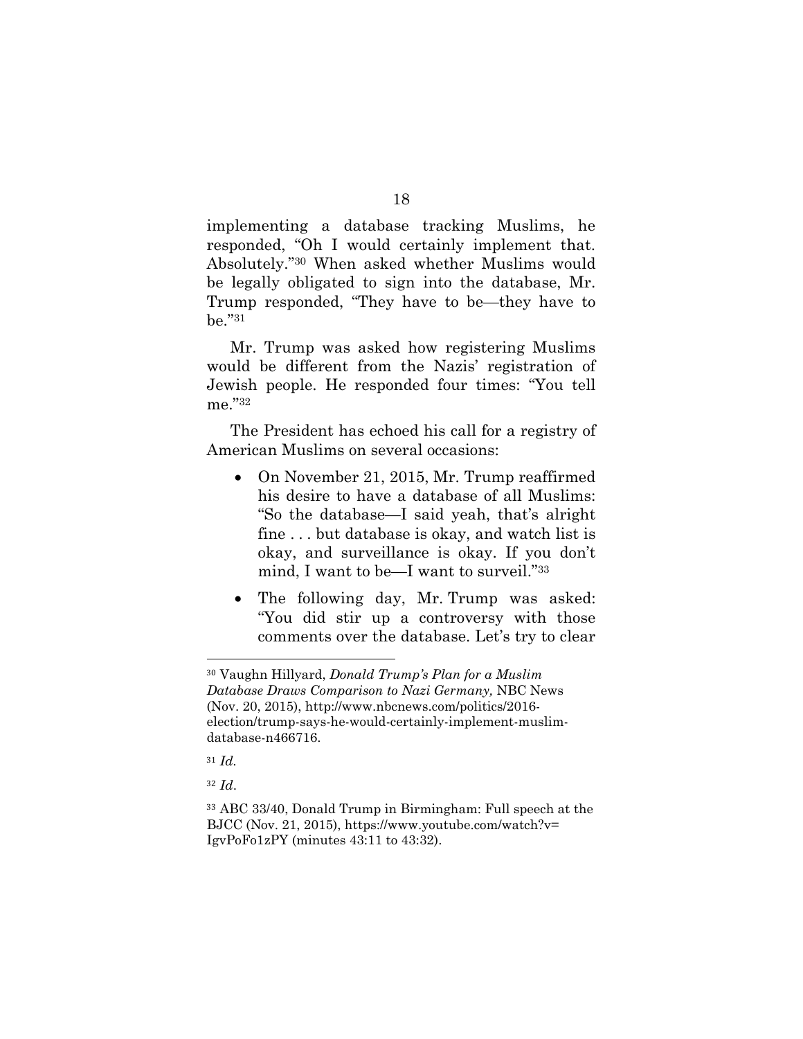implementing a database tracking Muslims, he responded, "Oh I would certainly implement that. Absolutely."[30] When asked whether Muslims would be legally obligated to sign into the database, Mr. Trump responded, "They have to be—they have to be."[31]

Mr. Trump was asked how registering Muslims would be different from the Nazis' registration of Jewish people. He responded four times: "You tell me."[32]

The President has echoed his call for a registry of American Muslims on several occasions:

- On November 21, 2015, Mr. Trump reaffirmed his desire to have a database of all Muslims: "So the database—I said yeah, that's alright fine . . . but database is okay, and watch list is okay, and surveillance is okay. If you don't mind, I want to be—I want to surveil."[33]
- The following day, Mr. Trump was asked: "You did stir up a controversy with those comments over the database. Let's try to clear

---

[30] Vaughn Hillyard, *Donald Trump's Plan for a Muslim Database Draws Comparison to Nazi Germany,* NBC News (Nov. 20, 2015), http://www.nbcnews.com/politics/2016-election/trump-says-he-would-certainly-implement-muslim-database-n466716.

[31] *Id.*

[32] *Id*.

[33] ABC 33/40, Donald Trump in Birmingham: Full speech at the BJCC (Nov. 21, 2015), https://www.youtube.com/watch?v=IgvPoFo1zPY (minutes 43:11 to 43:32).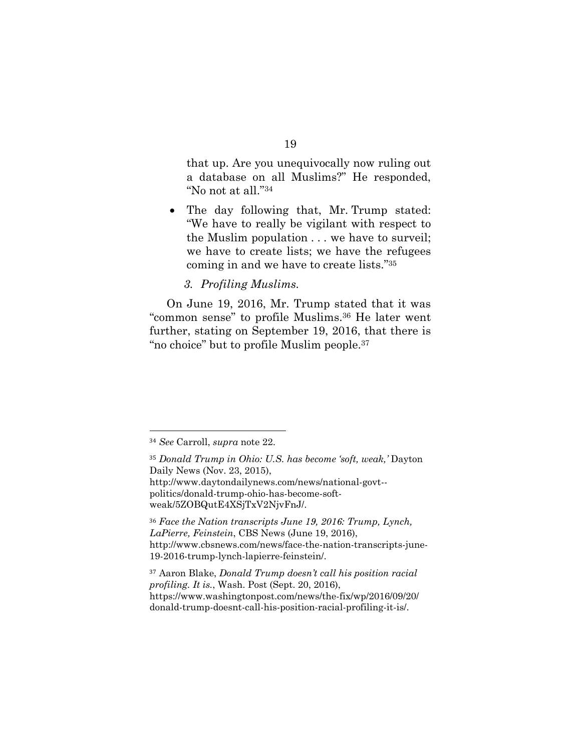that up. Are you unequivocally now ruling out a database on all Muslims?" He responded, "No not at all."[34]

- The day following that, Mr. Trump stated: "We have to really be vigilant with respect to the Muslim population . . . we have to surveil; we have to create lists; we have the refugees coming in and we have to create lists."[35]

*3. Profiling Muslims.*

On June 19, 2016, Mr. Trump stated that it was "common sense" to profile Muslims.[36] He later went further, stating on September 19, 2016, that there is "no choice" but to profile Muslim people.[37]

---

[34] *See* Carroll, *supra* note 22.

[35] *Donald Trump in Ohio: U.S. has become 'soft, weak,'* Dayton Daily News (Nov. 23, 2015), http://www.daytondailynews.com/news/national-govt--politics/donald-trump-ohio-has-become-soft-weak/5ZOBQutE4XSjTxV2NjvFnJ/.

[36] *Face the Nation transcripts June 19, 2016: Trump, Lynch, LaPierre, Feinstein*, CBS News (June 19, 2016), http://www.cbsnews.com/news/face-the-nation-transcripts-june-19-2016-trump-lynch-lapierre-feinstein/.

[37] Aaron Blake, *Donald Trump doesn't call his position racial profiling. It is.*, Wash. Post (Sept. 20, 2016), https://www.washingtonpost.com/news/the-fix/wp/2016/09/20/donald-trump-doesnt-call-his-position-racial-profiling-it-is/.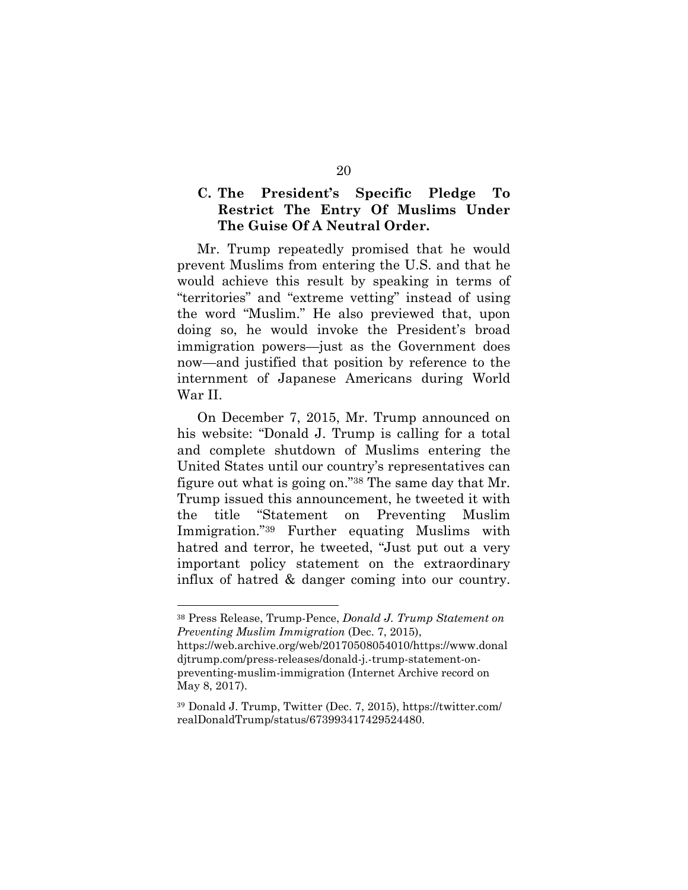### C. The President's Specific Pledge To Restrict The Entry Of Muslims Under The Guise Of A Neutral Order.

Mr. Trump repeatedly promised that he would prevent Muslims from entering the U.S. and that he would achieve this result by speaking in terms of "territories" and "extreme vetting" instead of using the word "Muslim." He also previewed that, upon doing so, he would invoke the President's broad immigration powers—just as the Government does now—and justified that position by reference to the internment of Japanese Americans during World War II.

On December 7, 2015, Mr. Trump announced on his website: "Donald J. Trump is calling for a total and complete shutdown of Muslims entering the United States until our country's representatives can figure out what is going on."[38] The same day that Mr. Trump issued this announcement, he tweeted it with the title "Statement on Preventing Muslim Immigration."[39] Further equating Muslims with hatred and terror, he tweeted, "Just put out a very important policy statement on the extraordinary influx of hatred & danger coming into our country.

---

[38] Press Release, Trump-Pence, *Donald J. Trump Statement on Preventing Muslim Immigration* (Dec. 7, 2015), https://web.archive.org/web/20170508054010/https://www.donaldjtrump.com/press-releases/donald-j.-trump-statement-on-preventing-muslim-immigration (Internet Archive record on May 8, 2017).

[39] Donald J. Trump, Twitter (Dec. 7, 2015), https://twitter.com/realDonaldTrump/status/673993417429524480.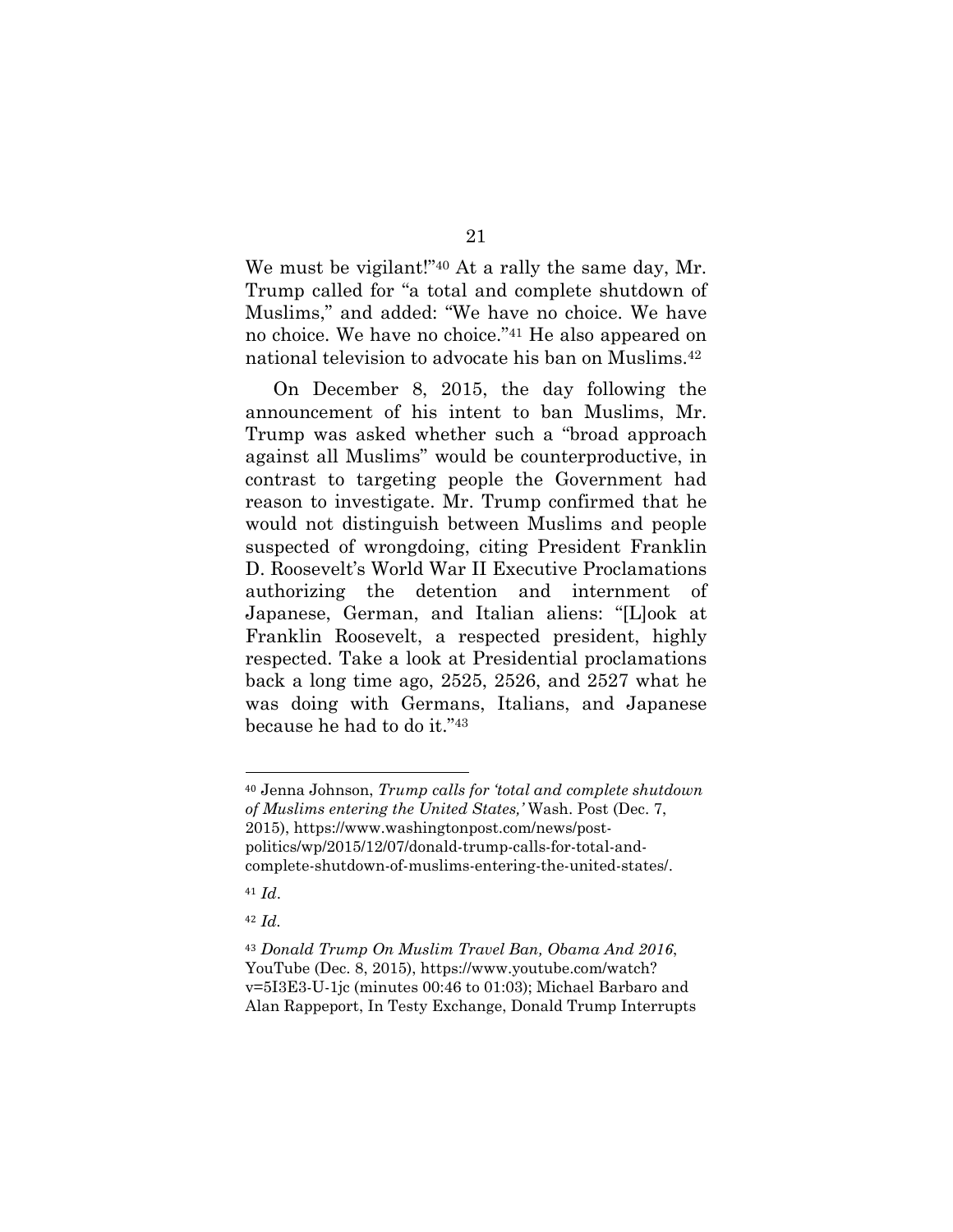We must be vigilant!"[40] At a rally the same day, Mr. Trump called for "a total and complete shutdown of Muslims," and added: "We have no choice. We have no choice. We have no choice."[41] He also appeared on national television to advocate his ban on Muslims.[42]

On December 8, 2015, the day following the announcement of his intent to ban Muslims, Mr. Trump was asked whether such a "broad approach against all Muslims" would be counterproductive, in contrast to targeting people the Government had reason to investigate. Mr. Trump confirmed that he would not distinguish between Muslims and people suspected of wrongdoing, citing President Franklin D. Roosevelt's World War II Executive Proclamations authorizing the detention and internment of Japanese, German, and Italian aliens: "[L]ook at Franklin Roosevelt, a respected president, highly respected. Take a look at Presidential proclamations back a long time ago, 2525, 2526, and 2527 what he was doing with Germans, Italians, and Japanese because he had to do it."[43]

---

[40] Jenna Johnson, *Trump calls for 'total and complete shutdown of Muslims entering the United States,'* Wash. Post (Dec. 7, 2015), https://www.washingtonpost.com/news/post-politics/wp/2015/12/07/donald-trump-calls-for-total-and-complete-shutdown-of-muslims-entering-the-united-states/.

[41] *Id*.

[42] *Id*.

[43] *Donald Trump On Muslim Travel Ban, Obama And 2016*, YouTube (Dec. 8, 2015), https://www.youtube.com/watch?v=5I3E3-U-1jc (minutes 00:46 to 01:03); Michael Barbaro and Alan Rappeport, In Testy Exchange, Donald Trump Interrupts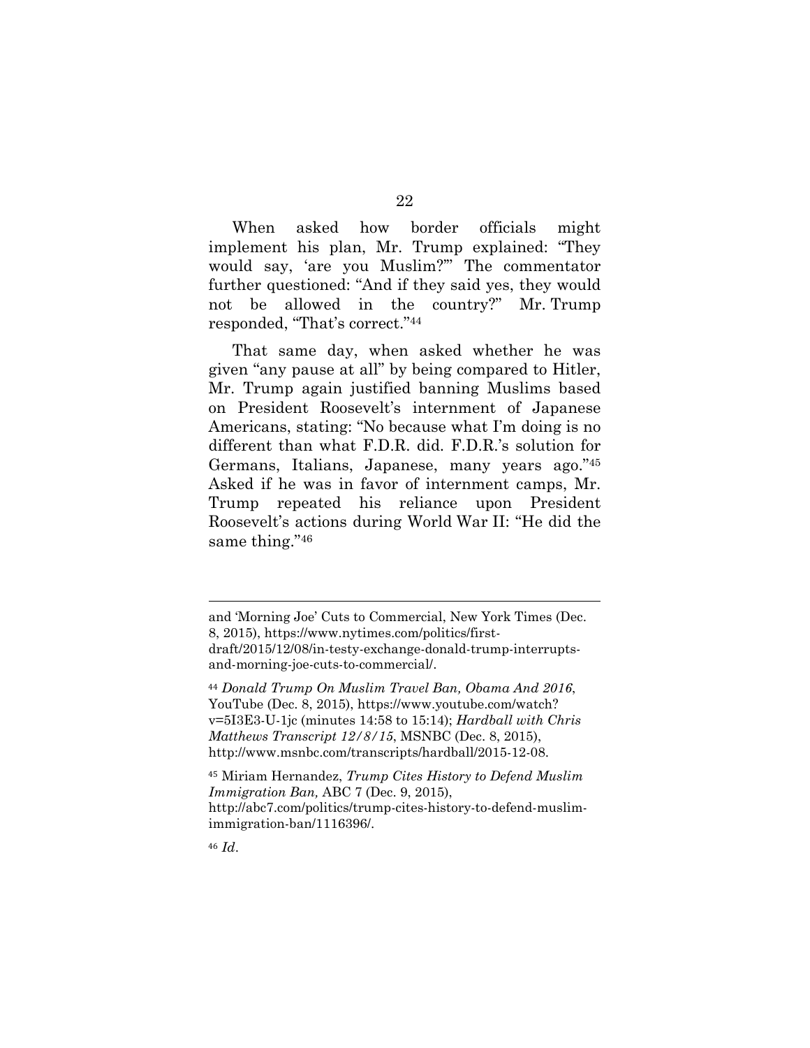When asked how border officials might implement his plan, Mr. Trump explained: "They would say, 'are you Muslim?'" The commentator further questioned: "And if they said yes, they would not be allowed in the country?" Mr. Trump responded, "That's correct."[44]

That same day, when asked whether he was given "any pause at all" by being compared to Hitler, Mr. Trump again justified banning Muslims based on President Roosevelt's internment of Japanese Americans, stating: "No because what I'm doing is no different than what F.D.R. did. F.D.R.'s solution for Germans, Italians, Japanese, many years ago."[45] Asked if he was in favor of internment camps, Mr. Trump repeated his reliance upon President Roosevelt's actions during World War II: "He did the same thing."[46]

---

and 'Morning Joe' Cuts to Commercial, New York Times (Dec. 8, 2015), https://www.nytimes.com/politics/first-draft/2015/12/08/in-testy-exchange-donald-trump-interrupts-and-morning-joe-cuts-to-commercial/.

[44] *Donald Trump On Muslim Travel Ban, Obama And 2016*, YouTube (Dec. 8, 2015), https://www.youtube.com/watch?v=5I3E3-U-1jc (minutes 14:58 to 15:14); *Hardball with Chris Matthews Transcript 12/8/15*, MSNBC (Dec. 8, 2015), http://www.msnbc.com/transcripts/hardball/2015-12-08.

[45] Miriam Hernandez, *Trump Cites History to Defend Muslim Immigration Ban,* ABC 7 (Dec. 9, 2015), http://abc7.com/politics/trump-cites-history-to-defend-muslim-immigration-ban/1116396/.

[46] *Id*.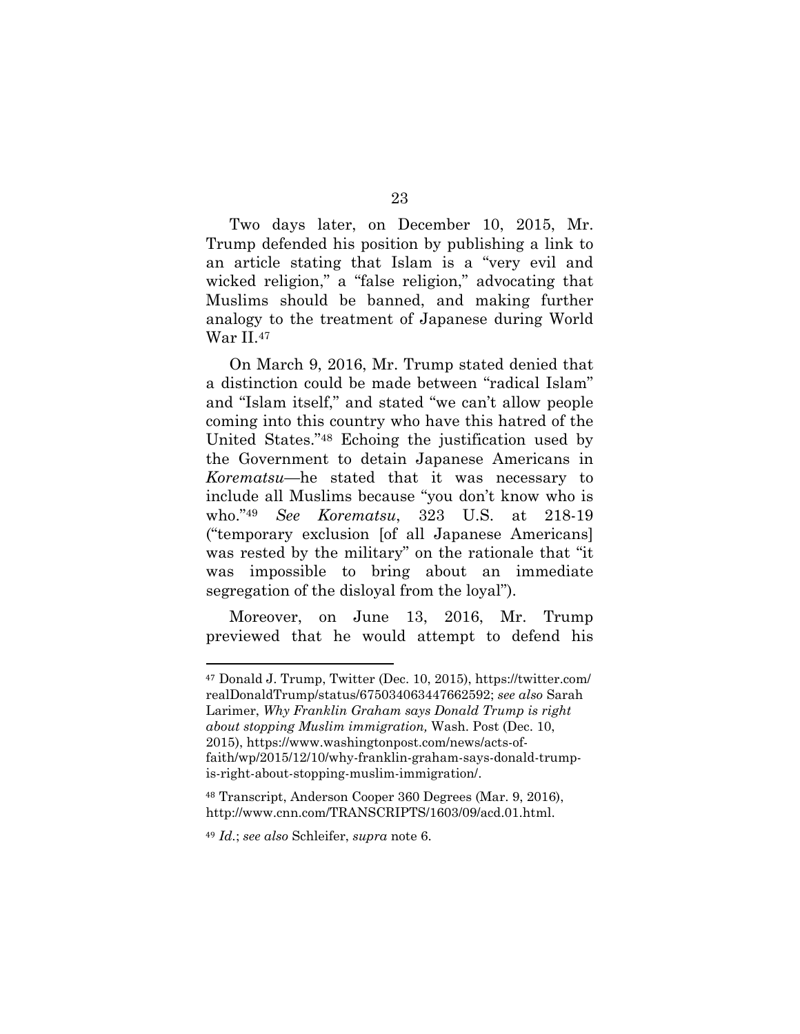Two days later, on December 10, 2015, Mr. Trump defended his position by publishing a link to an article stating that Islam is a "very evil and wicked religion," a "false religion," advocating that Muslims should be banned, and making further analogy to the treatment of Japanese during World War II.[47]

On March 9, 2016, Mr. Trump stated denied that a distinction could be made between "radical Islam" and "Islam itself," and stated "we can't allow people coming into this country who have this hatred of the United States."[48] Echoing the justification used by the Government to detain Japanese Americans in *Korematsu*—he stated that it was necessary to include all Muslims because "you don't know who is who."[49] *See Korematsu*, 323 U.S. at 218-19 ("temporary exclusion [of all Japanese Americans] was rested by the military" on the rationale that "it was impossible to bring about an immediate segregation of the disloyal from the loyal").

Moreover, on June 13, 2016, Mr. Trump previewed that he would attempt to defend his

---

[47] Donald J. Trump, Twitter (Dec. 10, 2015), https://twitter.com/realDonaldTrump/status/675034063447662592; *see also* Sarah Larimer, *Why Franklin Graham says Donald Trump is right about stopping Muslim immigration,* Wash. Post (Dec. 10, 2015), https://www.washingtonpost.com/news/acts-of-faith/wp/2015/12/10/why-franklin-graham-says-donald-trump-is-right-about-stopping-muslim-immigration/.

[48] Transcript, Anderson Cooper 360 Degrees (Mar. 9, 2016), http://www.cnn.com/TRANSCRIPTS/1603/09/acd.01.html.

[49] *Id.*; *see also* Schleifer, *supra* note 6.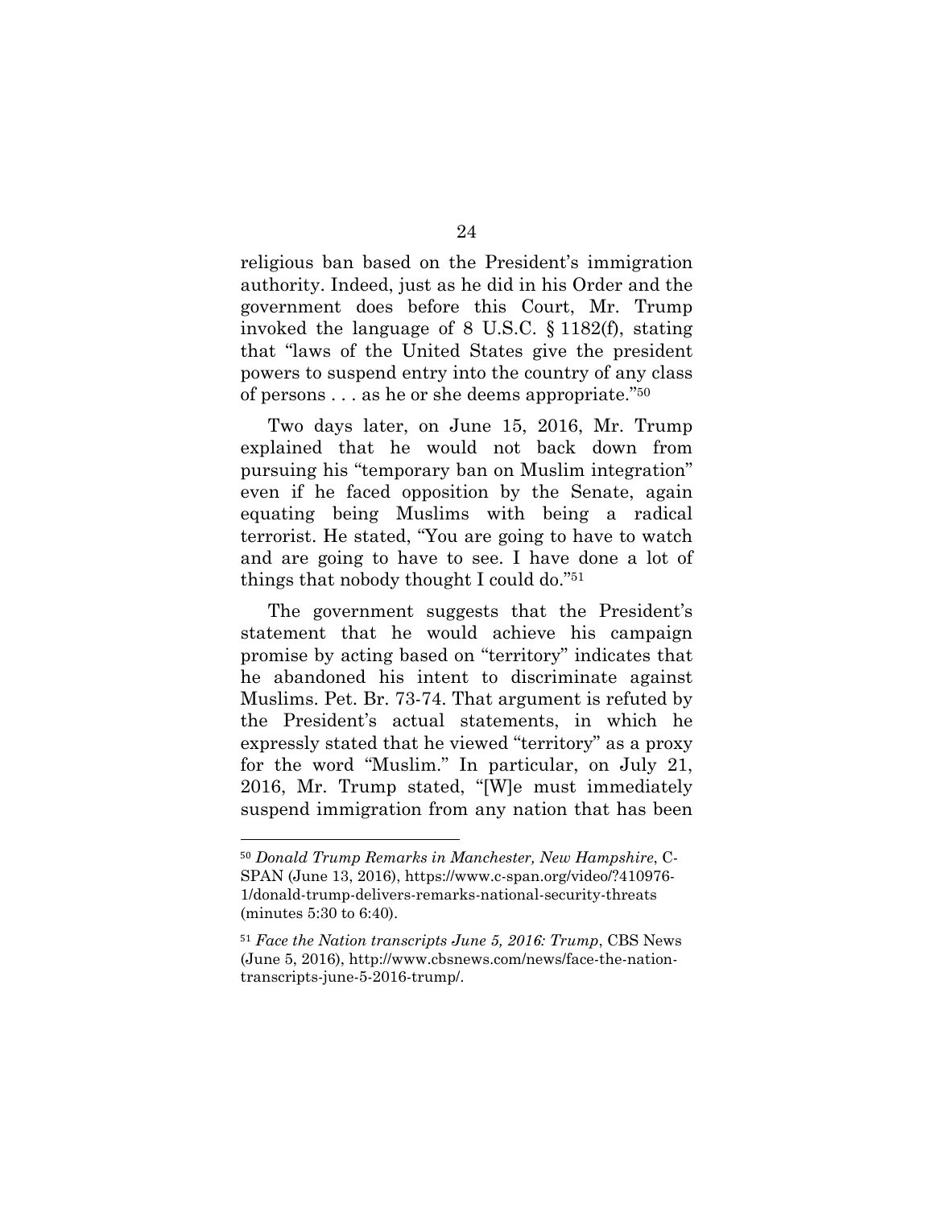religious ban based on the President's immigration authority. Indeed, just as he did in his Order and the government does before this Court, Mr. Trump invoked the language of 8 U.S.C. § 1182(f), stating that "laws of the United States give the president powers to suspend entry into the country of any class of persons . . . as he or she deems appropriate."[50]

Two days later, on June 15, 2016, Mr. Trump explained that he would not back down from pursuing his "temporary ban on Muslim integration" even if he faced opposition by the Senate, again equating being Muslims with being a radical terrorist. He stated, "You are going to have to watch and are going to have to see. I have done a lot of things that nobody thought I could do."[51]

The government suggests that the President's statement that he would achieve his campaign promise by acting based on "territory" indicates that he abandoned his intent to discriminate against Muslims. Pet. Br. 73-74. That argument is refuted by the President's actual statements, in which he expressly stated that he viewed "territory" as a proxy for the word "Muslim." In particular, on July 21, 2016, Mr. Trump stated, "[W]e must immediately suspend immigration from any nation that has been

---

[50] *Donald Trump Remarks in Manchester, New Hampshire*, C-SPAN (June 13, 2016), https://www.c-span.org/video/?410976-1/donald-trump-delivers-remarks-national-security-threats (minutes 5:30 to 6:40).

[51] *Face the Nation transcripts June 5, 2016: Trump*, CBS News (June 5, 2016), http://www.cbsnews.com/news/face-the-nation-transcripts-june-5-2016-trump/.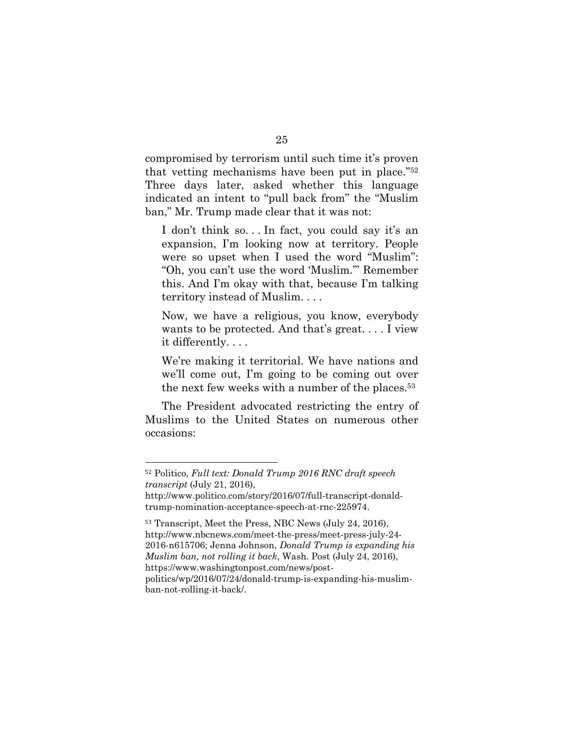compromised by terrorism until such time it's proven that vetting mechanisms have been put in place."[52] Three days later, asked whether this language indicated an intent to "pull back from" the "Muslim ban," Mr. Trump made clear that it was not:

> I don't think so. . . In fact, you could say it's an expansion, I'm looking now at territory. People were so upset when I used the word "Muslim": "Oh, you can't use the word 'Muslim.'" Remember this. And I'm okay with that, because I'm talking territory instead of Muslim. . . .
>
> Now, we have a religious, you know, everybody wants to be protected. And that's great. . . . I view it differently. . . .
>
> We're making it territorial. We have nations and we'll come out, I'm going to be coming out over the next few weeks with a number of the places.[53]

The President advocated restricting the entry of Muslims to the United States on numerous other occasions:

---

[52] Politico, *Full text: Donald Trump 2016 RNC draft speech transcript* (July 21, 2016), http://www.politico.com/story/2016/07/full-transcript-donald-trump-nomination-acceptance-speech-at-rnc-225974.

[53] Transcript, Meet the Press, NBC News (July 24, 2016), http://www.nbcnews.com/meet-the-press/meet-press-july-24-2016-n615706; Jenna Johnson, *Donald Trump is expanding his Muslim ban, not rolling it back*, Wash. Post (July 24, 2016), https://www.washingtonpost.com/news/post-politics/wp/2016/07/24/donald-trump-is-expanding-his-muslim-ban-not-rolling-it-back/.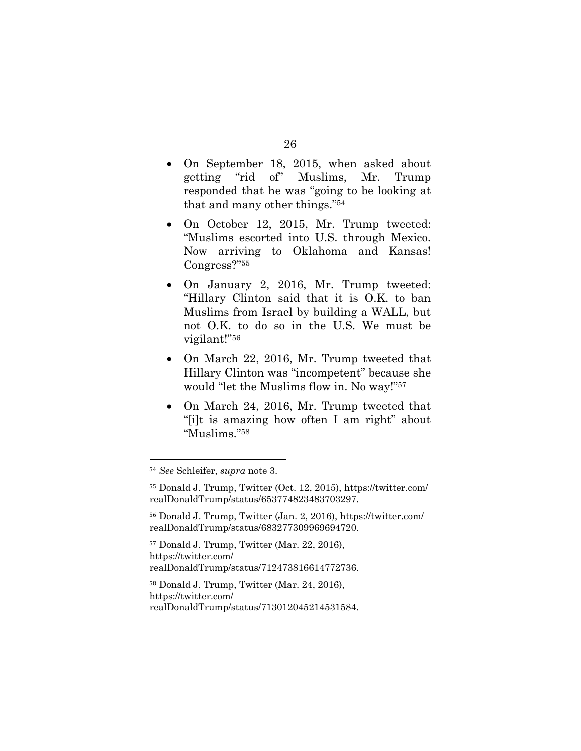- On September 18, 2015, when asked about getting "rid of" Muslims, Mr. Trump responded that he was "going to be looking at that and many other things."[54]

- On October 12, 2015, Mr. Trump tweeted: "Muslims escorted into U.S. through Mexico. Now arriving to Oklahoma and Kansas! Congress?"[55]

- On January 2, 2016, Mr. Trump tweeted: "Hillary Clinton said that it is O.K. to ban Muslims from Israel by building a WALL, but not O.K. to do so in the U.S. We must be vigilant!"[56]

- On March 22, 2016, Mr. Trump tweeted that Hillary Clinton was "incompetent" because she would "let the Muslims flow in. No way!"[57]

- On March 24, 2016, Mr. Trump tweeted that "[i]t is amazing how often I am right" about "Muslims."[58]

---

[54] *See* Schleifer, *supra* note 3.

[55] Donald J. Trump, Twitter (Oct. 12, 2015), https://twitter.com/realDonaldTrump/status/653774823483703297.

[56] Donald J. Trump, Twitter (Jan. 2, 2016), https://twitter.com/realDonaldTrump/status/683277309969694720.

[57] Donald J. Trump, Twitter (Mar. 22, 2016), https://twitter.com/realDonaldTrump/status/712473816614772736.

[58] Donald J. Trump, Twitter (Mar. 24, 2016), https://twitter.com/realDonaldTrump/status/713012045214531584.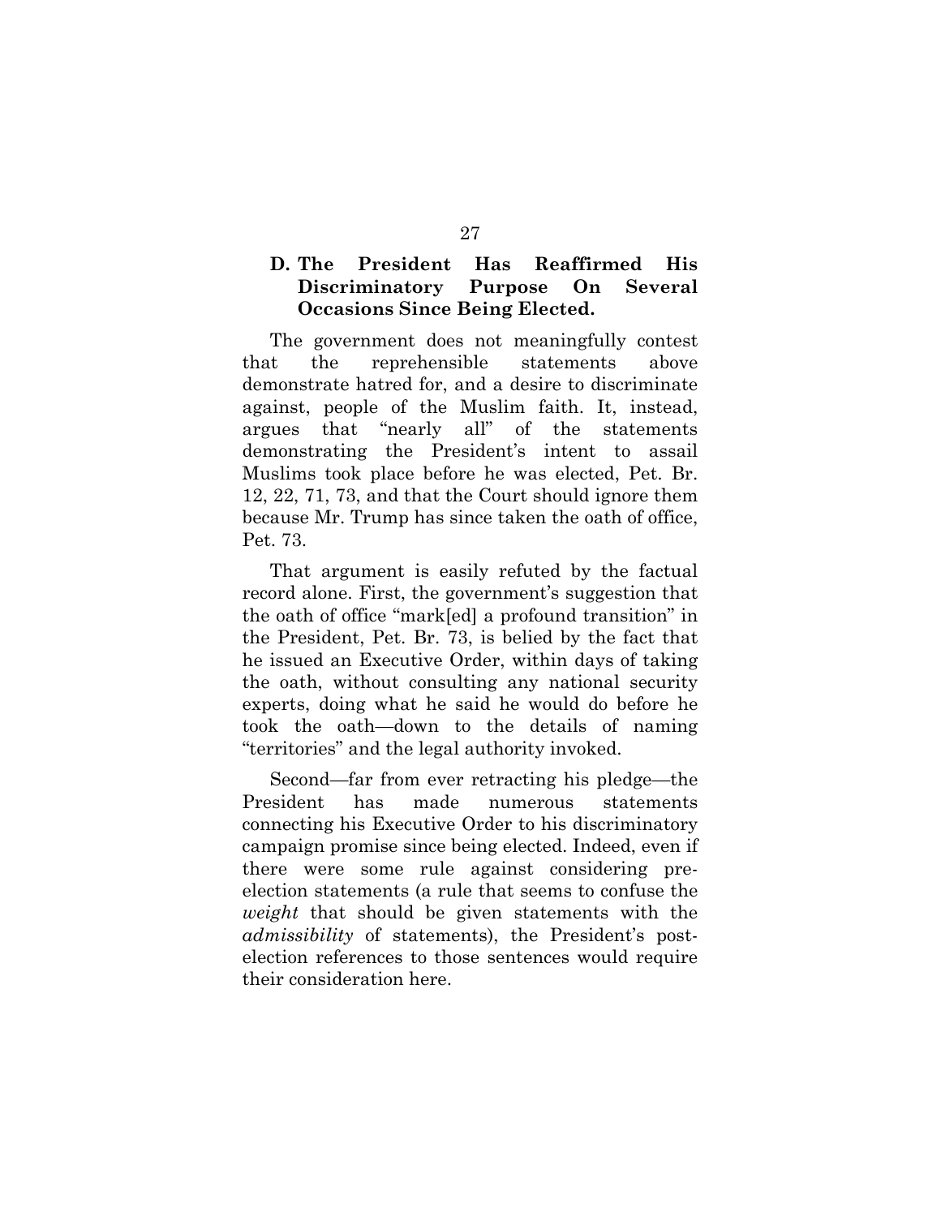### D. The President Has Reaffirmed His Discriminatory Purpose On Several Occasions Since Being Elected.

The government does not meaningfully contest that the reprehensible statements above demonstrate hatred for, and a desire to discriminate against, people of the Muslim faith. It, instead, argues that "nearly all" of the statements demonstrating the President's intent to assail Muslims took place before he was elected, Pet. Br. 12, 22, 71, 73, and that the Court should ignore them because Mr. Trump has since taken the oath of office, Pet. 73.

That argument is easily refuted by the factual record alone. First, the government's suggestion that the oath of office "mark[ed] a profound transition" in the President, Pet. Br. 73, is belied by the fact that he issued an Executive Order, within days of taking the oath, without consulting any national security experts, doing what he said he would do before he took the oath—down to the details of naming "territories" and the legal authority invoked.

Second—far from ever retracting his pledge—the President has made numerous statements connecting his Executive Order to his discriminatory campaign promise since being elected. Indeed, even if there were some rule against considering pre-election statements (a rule that seems to confuse the *weight* that should be given statements with the *admissibility* of statements), the President's post-election references to those sentences would require their consideration here.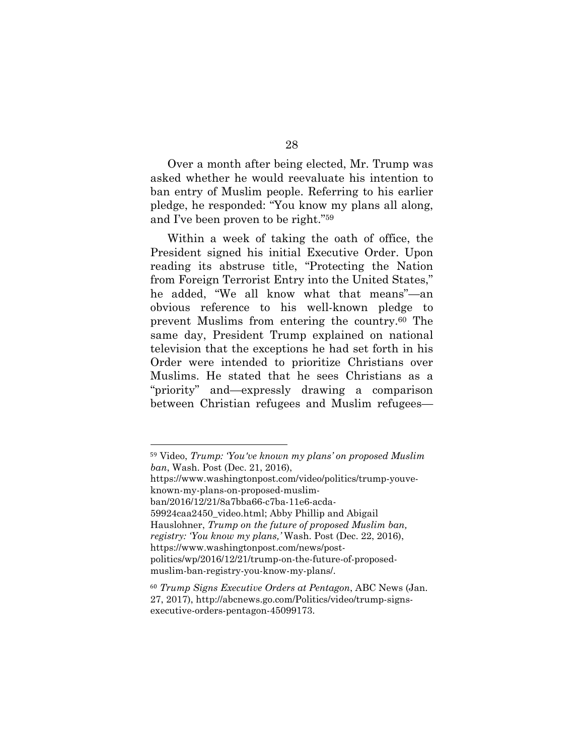Over a month after being elected, Mr. Trump was asked whether he would reevaluate his intention to ban entry of Muslim people. Referring to his earlier pledge, he responded: "You know my plans all along, and I've been proven to be right."[59]

Within a week of taking the oath of office, the President signed his initial Executive Order. Upon reading its abstruse title, "Protecting the Nation from Foreign Terrorist Entry into the United States," he added, "We all know what that means"—an obvious reference to his well-known pledge to prevent Muslims from entering the country.[60] The same day, President Trump explained on national television that the exceptions he had set forth in his Order were intended to prioritize Christians over Muslims. He stated that he sees Christians as a "priority" and—expressly drawing a comparison between Christian refugees and Muslim refugees—

---

[59] Video, *Trump: 'You've known my plans' on proposed Muslim ban*, Wash. Post (Dec. 21, 2016), https://www.washingtonpost.com/video/politics/trump-youve-known-my-plans-on-proposed-muslim-ban/2016/12/21/8a7bba66-c7ba-11e6-acda-59924caa2450_video.html; Abby Phillip and Abigail Hauslohner, *Trump on the future of proposed Muslim ban, registry: 'You know my plans,'* Wash. Post (Dec. 22, 2016), https://www.washingtonpost.com/news/post-politics/wp/2016/12/21/trump-on-the-future-of-proposed-muslim-ban-registry-you-know-my-plans/.

[60] *Trump Signs Executive Orders at Pentagon*, ABC News (Jan. 27, 2017), http://abcnews.go.com/Politics/video/trump-signs-executive-orders-pentagon-45099173.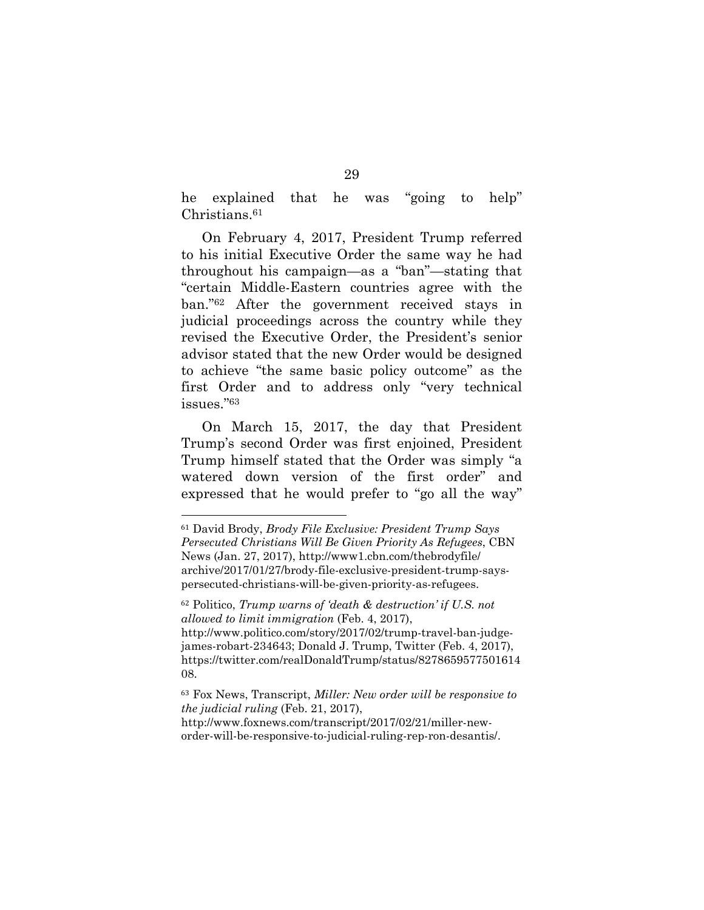he explained that he was "going to help" Christians.[61]

On February 4, 2017, President Trump referred to his initial Executive Order the same way he had throughout his campaign—as a "ban"—stating that "certain Middle-Eastern countries agree with the ban."[62] After the government received stays in judicial proceedings across the country while they revised the Executive Order, the President's senior advisor stated that the new Order would be designed to achieve "the same basic policy outcome" as the first Order and to address only "very technical issues."[63]

On March 15, 2017, the day that President Trump's second Order was first enjoined, President Trump himself stated that the Order was simply "a watered down version of the first order" and expressed that he would prefer to "go all the way"

---

[61] David Brody, *Brody File Exclusive: President Trump Says Persecuted Christians Will Be Given Priority As Refugees*, CBN News (Jan. 27, 2017), http://www1.cbn.com/thebrodyfile/archive/2017/01/27/brody-file-exclusive-president-trump-says-persecuted-christians-will-be-given-priority-as-refugees.

[62] Politico, *Trump warns of 'death & destruction' if U.S. not allowed to limit immigration* (Feb. 4, 2017), http://www.politico.com/story/2017/02/trump-travel-ban-judge-james-robart-234643; Donald J. Trump, Twitter (Feb. 4, 2017), https://twitter.com/realDonaldTrump/status/827865957750161408.

[63] Fox News, Transcript, *Miller: New order will be responsive to the judicial ruling* (Feb. 21, 2017), http://www.foxnews.com/transcript/2017/02/21/miller-new-order-will-be-responsive-to-judicial-ruling-rep-ron-desantis/.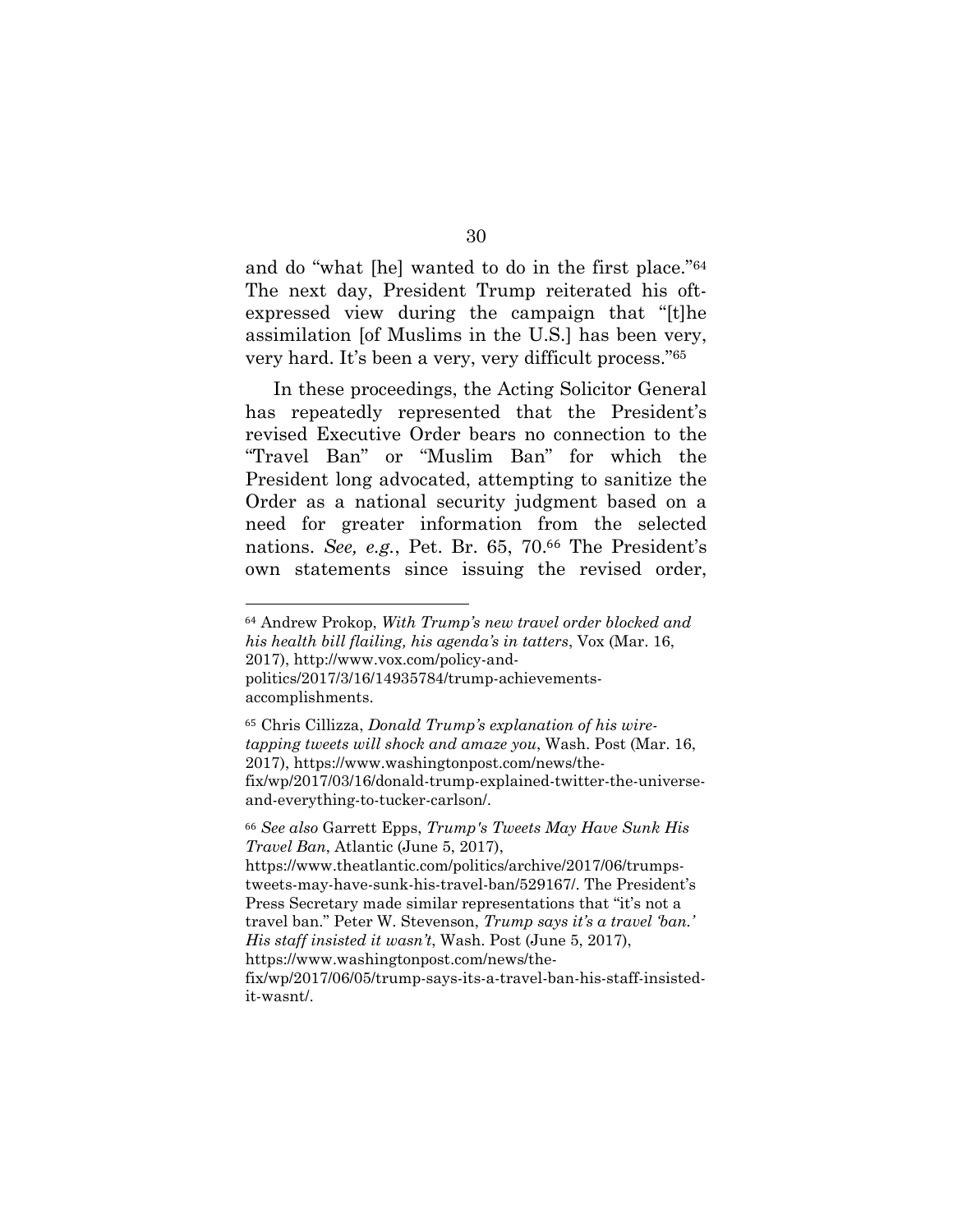and do "what [he] wanted to do in the first place."[64] The next day, President Trump reiterated his oft-expressed view during the campaign that "[t]he assimilation [of Muslims in the U.S.] has been very, very hard. It's been a very, very difficult process."[65]

In these proceedings, the Acting Solicitor General has repeatedly represented that the President's revised Executive Order bears no connection to the "Travel Ban" or "Muslim Ban" for which the President long advocated, attempting to sanitize the Order as a national security judgment based on a need for greater information from the selected nations. *See, e.g.*, Pet. Br. 65, 70.[66] The President's own statements since issuing the revised order,

---

[64] Andrew Prokop, *With Trump's new travel order blocked and his health bill flailing, his agenda's in tatters*, Vox (Mar. 16, 2017), http://www.vox.com/policy-and-politics/2017/3/16/14935784/trump-achievements-accomplishments.

[65] Chris Cillizza, *Donald Trump's explanation of his wire-tapping tweets will shock and amaze you*, Wash. Post (Mar. 16, 2017), https://www.washingtonpost.com/news/the-fix/wp/2017/03/16/donald-trump-explained-twitter-the-universe-and-everything-to-tucker-carlson/.

[66] *See also* Garrett Epps, *Trump's Tweets May Have Sunk His Travel Ban*, Atlantic (June 5, 2017), https://www.theatlantic.com/politics/archive/2017/06/trumps-tweets-may-have-sunk-his-travel-ban/529167/. The President's Press Secretary made similar representations that "it's not a travel ban." Peter W. Stevenson, *Trump says it's a travel 'ban.' His staff insisted it wasn't*, Wash. Post (June 5, 2017), https://www.washingtonpost.com/news/the-fix/wp/2017/06/05/trump-says-its-a-travel-ban-his-staff-insisted-it-wasnt/.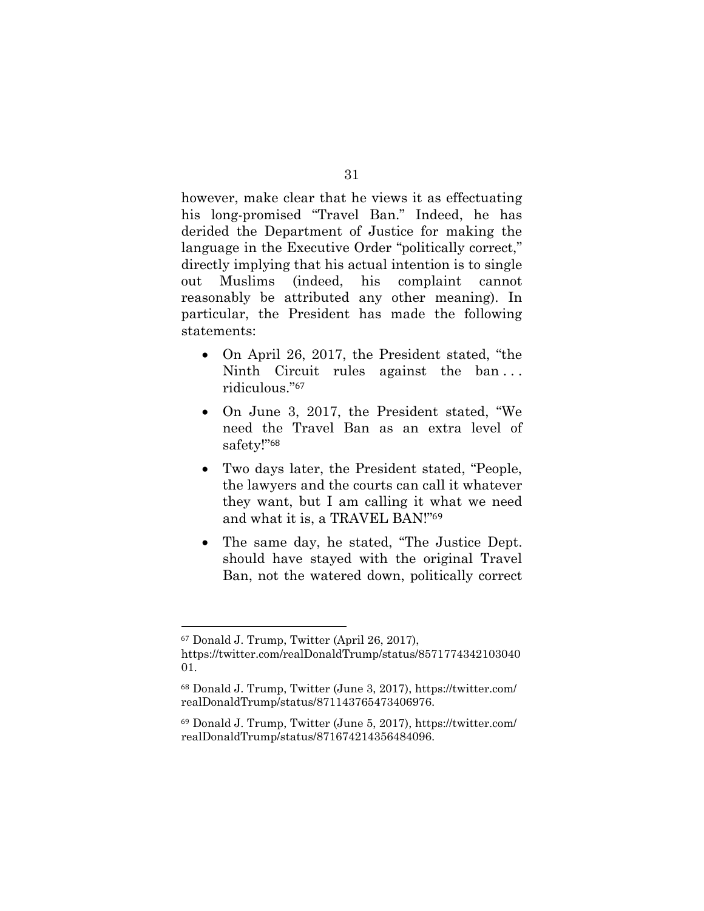however, make clear that he views it as effectuating his long-promised "Travel Ban." Indeed, he has derided the Department of Justice for making the language in the Executive Order "politically correct," directly implying that his actual intention is to single out Muslims (indeed, his complaint cannot reasonably be attributed any other meaning). In particular, the President has made the following statements:

- On April 26, 2017, the President stated, "the Ninth Circuit rules against the ban . . . ridiculous."[67]
- On June 3, 2017, the President stated, "We need the Travel Ban as an extra level of safety!"[68]
- Two days later, the President stated, "People, the lawyers and the courts can call it whatever they want, but I am calling it what we need and what it is, a TRAVEL BAN!"[69]
- The same day, he stated, "The Justice Dept. should have stayed with the original Travel Ban, not the watered down, politically correct

---

[67] Donald J. Trump, Twitter (April 26, 2017), https://twitter.com/realDonaldTrump/status/857177434210304001.

[68] Donald J. Trump, Twitter (June 3, 2017), https://twitter.com/realDonaldTrump/status/871143765473406976.

[69] Donald J. Trump, Twitter (June 5, 2017), https://twitter.com/realDonaldTrump/status/871674214356484096.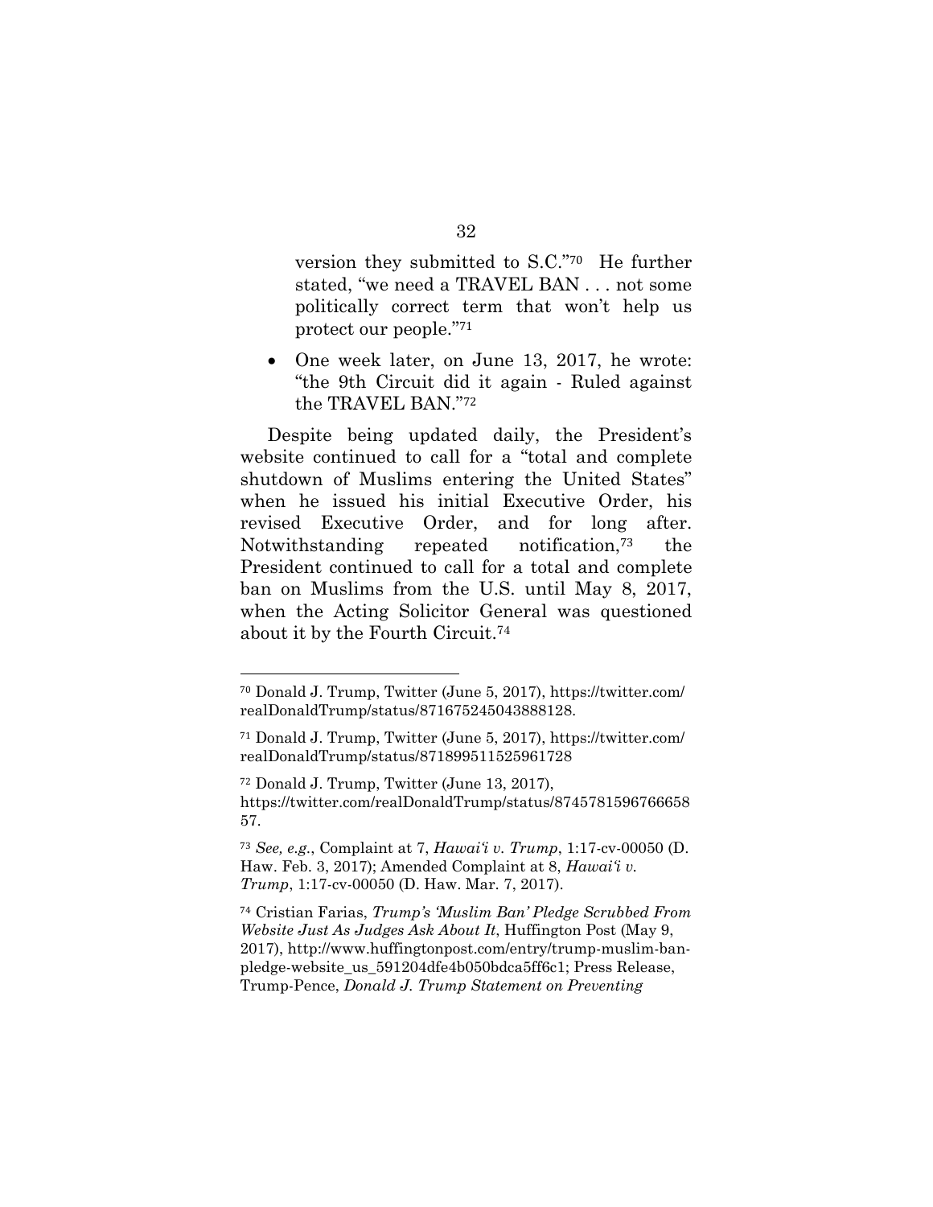version they submitted to S.C."[70] He further stated, "we need a TRAVEL BAN . . . not some politically correct term that won't help us protect our people."[71]

- One week later, on June 13, 2017, he wrote: "the 9th Circuit did it again - Ruled against the TRAVEL BAN."[72]

Despite being updated daily, the President's website continued to call for a "total and complete shutdown of Muslims entering the United States" when he issued his initial Executive Order, his revised Executive Order, and for long after. Notwithstanding repeated notification,[73] the President continued to call for a total and complete ban on Muslims from the U.S. until May 8, 2017, when the Acting Solicitor General was questioned about it by the Fourth Circuit.[74]

---

[70] Donald J. Trump, Twitter (June 5, 2017), https://twitter.com/realDonaldTrump/status/871675245043888128.

[71] Donald J. Trump, Twitter (June 5, 2017), https://twitter.com/realDonaldTrump/status/871899511525961728

[72] Donald J. Trump, Twitter (June 13, 2017), https://twitter.com/realDonaldTrump/status/874578159676665857.

[73] *See, e.g.*, Complaint at 7, *Hawai'i v. Trump*, 1:17-cv-00050 (D. Haw. Feb. 3, 2017); Amended Complaint at 8, *Hawai'i v. Trump*, 1:17-cv-00050 (D. Haw. Mar. 7, 2017).

[74] Cristian Farias, *Trump's 'Muslim Ban' Pledge Scrubbed From Website Just As Judges Ask About It*, Huffington Post (May 9, 2017), http://www.huffingtonpost.com/entry/trump-muslim-ban-pledge-website_us_591204dfe4b050bdca5ff6c1; Press Release, Trump-Pence, *Donald J. Trump Statement on Preventing*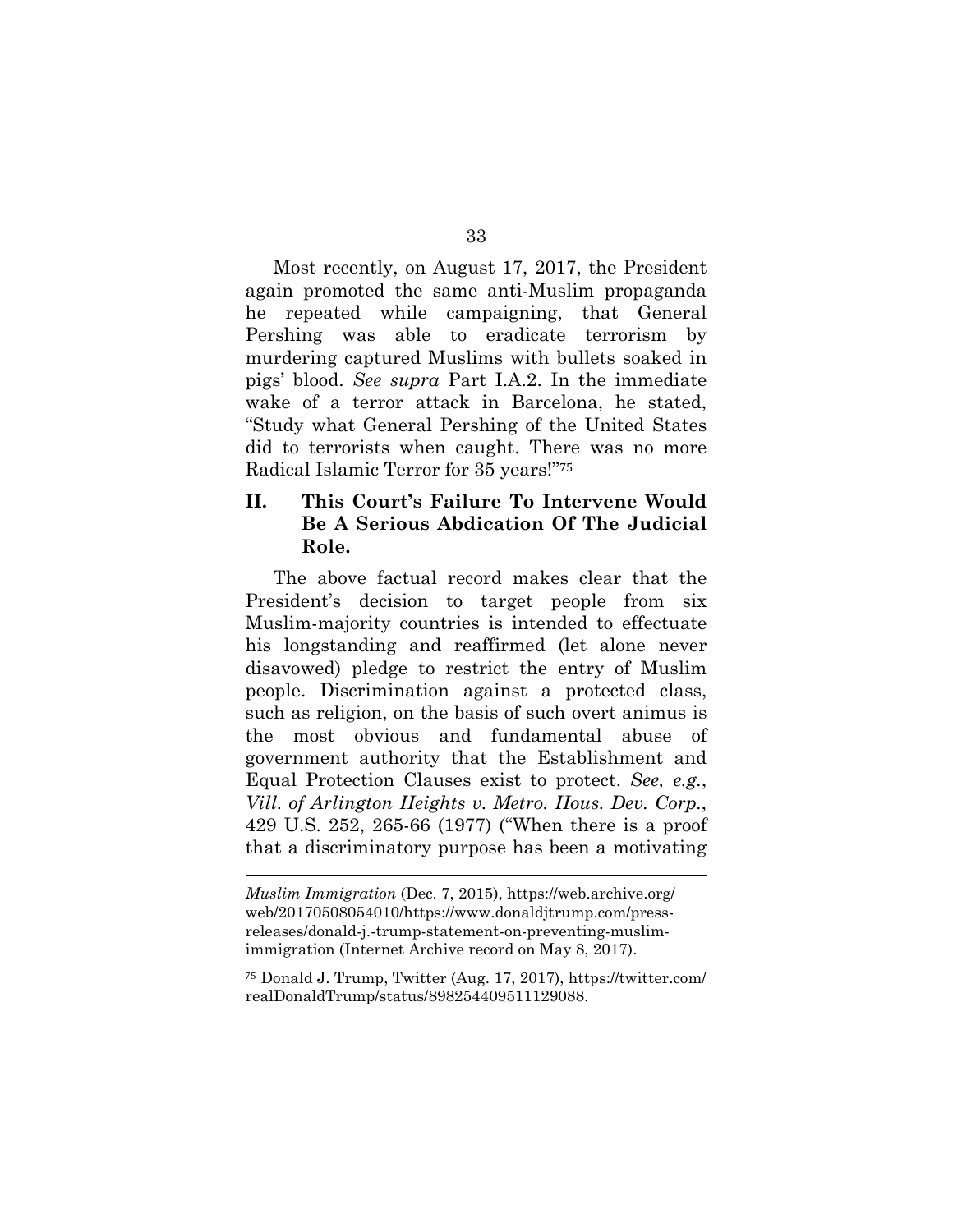Most recently, on August 17, 2017, the President again promoted the same anti-Muslim propaganda he repeated while campaigning, that General Pershing was able to eradicate terrorism by murdering captured Muslims with bullets soaked in pigs' blood. *See supra* Part I.A.2. In the immediate wake of a terror attack in Barcelona, he stated, "Study what General Pershing of the United States did to terrorists when caught. There was no more Radical Islamic Terror for 35 years!"[75]

## II. This Court's Failure To Intervene Would Be A Serious Abdication Of The Judicial Role.

The above factual record makes clear that the President's decision to target people from six Muslim-majority countries is intended to effectuate his longstanding and reaffirmed (let alone never disavowed) pledge to restrict the entry of Muslim people. Discrimination against a protected class, such as religion, on the basis of such overt animus is the most obvious and fundamental abuse of government authority that the Establishment and Equal Protection Clauses exist to protect. *See, e.g.*, *Vill. of Arlington Heights v. Metro. Hous. Dev. Corp.*, 429 U.S. 252, 265-66 (1977) ("When there is a proof that a discriminatory purpose has been a motivating

---

*Muslim Immigration* (Dec. 7, 2015), https://web.archive.org/web/20170508054010/https://www.donaldjtrump.com/press-releases/donald-j.-trump-statement-on-preventing-muslim-immigration (Internet Archive record on May 8, 2017).

[75] Donald J. Trump, Twitter (Aug. 17, 2017), https://twitter.com/realDonaldTrump/status/898254409511129088.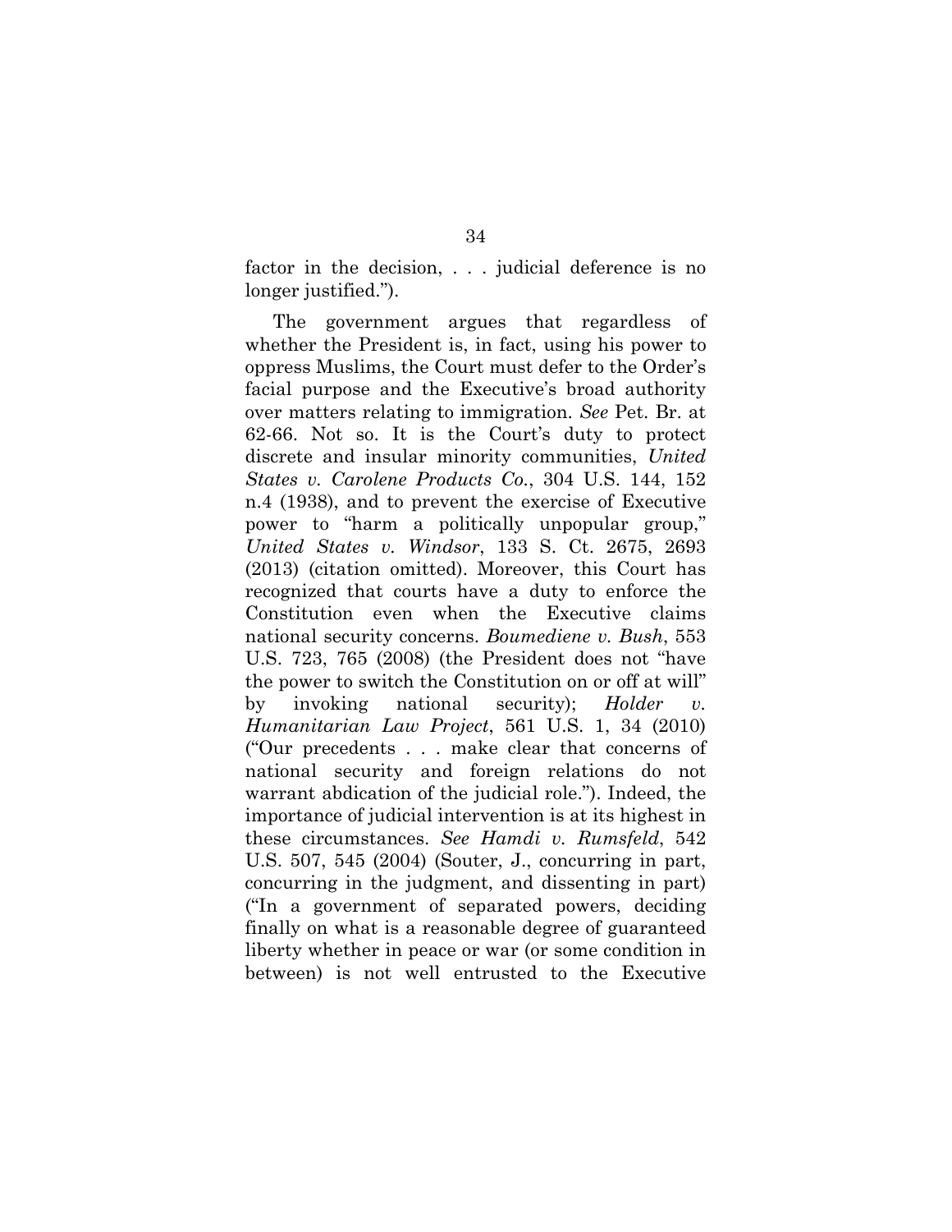factor in the decision, . . . judicial deference is no longer justified.").

The government argues that regardless of whether the President is, in fact, using his power to oppress Muslims, the Court must defer to the Order's facial purpose and the Executive's broad authority over matters relating to immigration. *See* Pet. Br. at 62-66. Not so. It is the Court's duty to protect discrete and insular minority communities, *United States v. Carolene Products Co.*, 304 U.S. 144, 152 n.4 (1938), and to prevent the exercise of Executive power to "harm a politically unpopular group," *United States v. Windsor*, 133 S. Ct. 2675, 2693 (2013) (citation omitted). Moreover, this Court has recognized that courts have a duty to enforce the Constitution even when the Executive claims national security concerns. *Boumediene v. Bush*, 553 U.S. 723, 765 (2008) (the President does not "have the power to switch the Constitution on or off at will" by invoking national security); *Holder v. Humanitarian Law Project*, 561 U.S. 1, 34 (2010) ("Our precedents . . . make clear that concerns of national security and foreign relations do not warrant abdication of the judicial role."). Indeed, the importance of judicial intervention is at its highest in these circumstances. *See Hamdi v. Rumsfeld*, 542 U.S. 507, 545 (2004) (Souter, J., concurring in part, concurring in the judgment, and dissenting in part) ("In a government of separated powers, deciding finally on what is a reasonable degree of guaranteed liberty whether in peace or war (or some condition in between) is not well entrusted to the Executive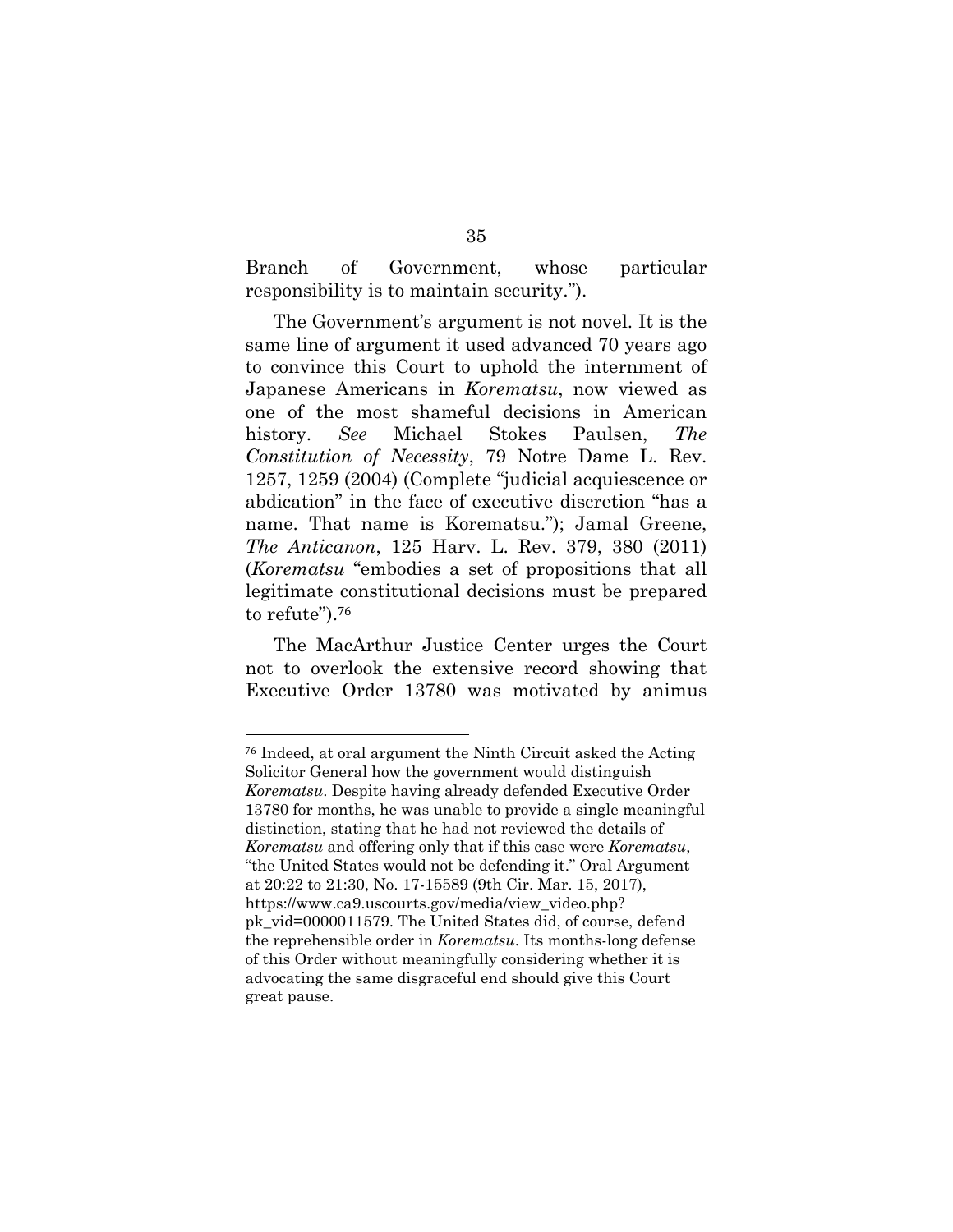Branch of Government, whose particular responsibility is to maintain security.").

The Government's argument is not novel. It is the same line of argument it used advanced 70 years ago to convince this Court to uphold the internment of Japanese Americans in *Korematsu*, now viewed as one of the most shameful decisions in American history. *See* Michael Stokes Paulsen, *The Constitution of Necessity*, 79 Notre Dame L. Rev. 1257, 1259 (2004) (Complete "judicial acquiescence or abdication" in the face of executive discretion "has a name. That name is Korematsu."); Jamal Greene, *The Anticanon*, 125 Harv. L. Rev. 379, 380 (2011) (*Korematsu* "embodies a set of propositions that all legitimate constitutional decisions must be prepared to refute").[76]

The MacArthur Justice Center urges the Court not to overlook the extensive record showing that Executive Order 13780 was motivated by animus

---

[76] Indeed, at oral argument the Ninth Circuit asked the Acting Solicitor General how the government would distinguish *Korematsu*. Despite having already defended Executive Order 13780 for months, he was unable to provide a single meaningful distinction, stating that he had not reviewed the details of *Korematsu* and offering only that if this case were *Korematsu*, "the United States would not be defending it." Oral Argument at 20:22 to 21:30, No. 17-15589 (9th Cir. Mar. 15, 2017), https://www.ca9.uscourts.gov/media/view_video.php?pk_vid=0000011579. The United States did, of course, defend the reprehensible order in *Korematsu*. Its months-long defense of this Order without meaningfully considering whether it is advocating the same disgraceful end should give this Court great pause.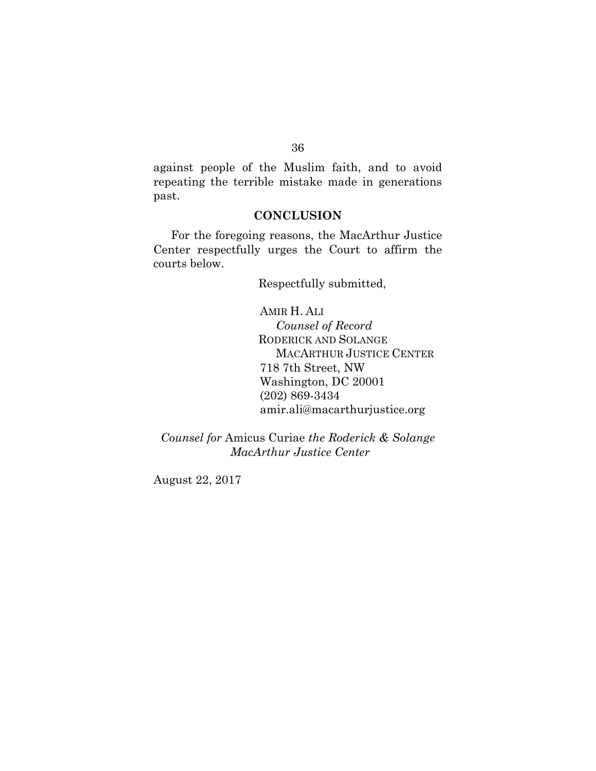against people of the Muslim faith, and to avoid repeating the terrible mistake made in generations past.

## CONCLUSION

For the foregoing reasons, the MacArthur Justice Center respectfully urges the Court to affirm the courts below.

Respectfully submitted,

AMIR H. ALI
*Counsel of Record*
RODERICK AND SOLANGE
MACARTHUR JUSTICE CENTER
718 7th Street, NW
Washington, DC 20001
(202) 869-3434
amir.ali@macarthurjustice.org

*Counsel for* Amicus Curiae *the Roderick & Solange MacArthur Justice Center*

August 22, 2017